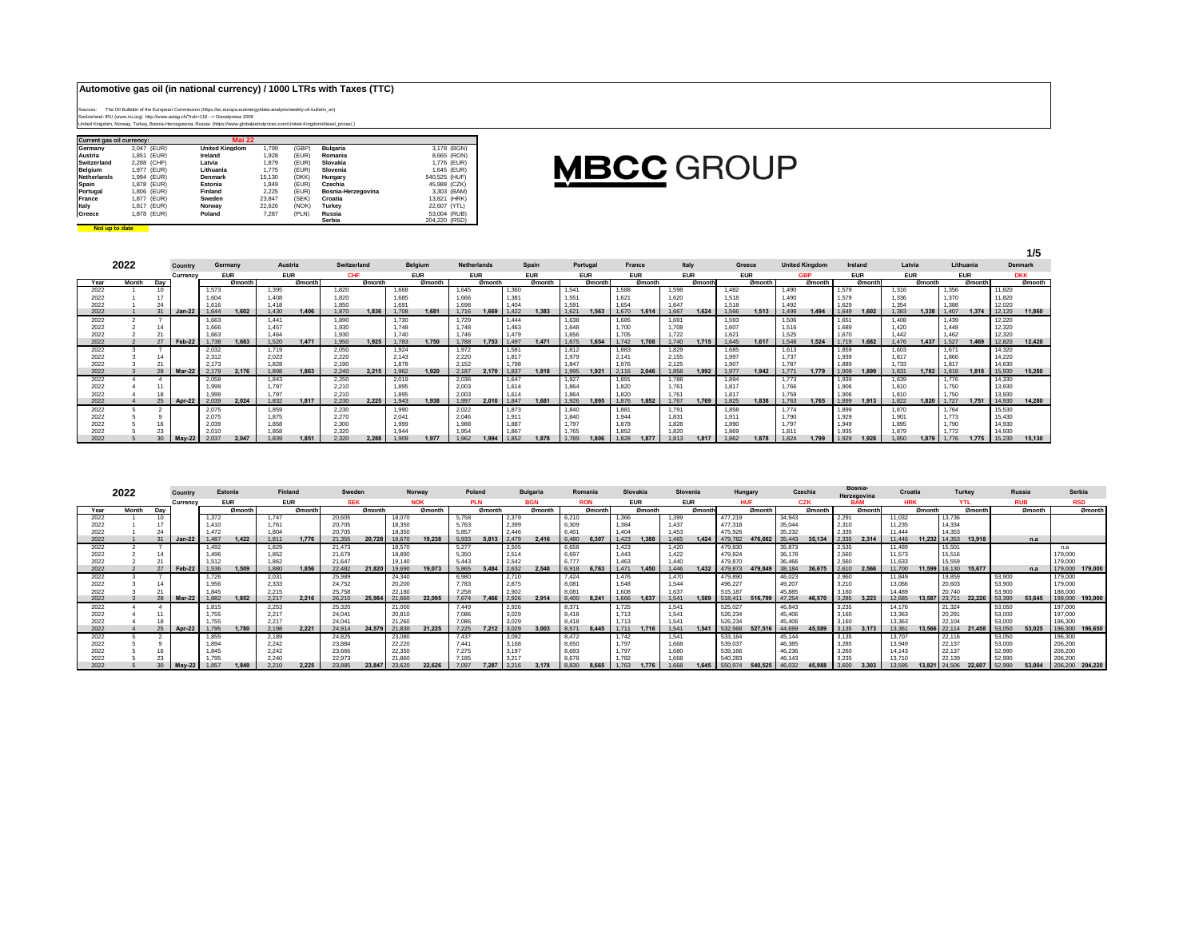# Automotive gas oil (in national currency) / 1000 LTRs with Taxes (TTC)

Sources: The Oil Bulletin of the European Commission (https://ec.europa.eu/energy/data-analysis/weekly-oil-bulletin_en)
Switzerland: IRU (www.iru.org) http://www.astag.ch/?rub=118 --> Dieselpreise 2006
United Kingdom, Norway, Turkey, Bosnia-Herzegovina, Russia: (https://www.globalpetrolprices.com/United-Kingdom/diesel_prices/)

| Current gas oil currency: | | | Mai 22 | | | | |
|---|---|---|---|---|---|---|---|
| Germany | 2,047 (EUR) | United Kingdom | 1,799 | (GBP) | Bulgaria | 3,178 (BGN) |
| Austria | 1,851 (EUR) | Ireland | 1,928 | (EUR) | Romania | 8,665 (RON) |
| Switzerland | 2,288 (CHF) | Latvia | 1,879 | (EUR) | Slovakia | 1,776 (EUR) |
| Belgium | 1,977 (EUR) | Lithuania | 1,775 | (EUR) | Slovenia | 1,645 (EUR) |
| Netherlands | 1,994 (EUR) | Denmark | 15,130 | (DKK) | Hungary | 540,525 (HUF) |
| Spain | 1,878 (EUR) | Estonia | 1,849 | (EUR) | Czechia | 45,988 (CZK) |
| Portugal | 1,806 (EUR) | Finland | 2,225 | (EUR) | Bosnia-Herzegovina | 3,303 (BAM) |
| France | 1,877 (EUR) | Sweden | 23,847 | (SEK) | Croatia | 13,821 (HRK) |
| Italy | 1,817 (EUR) | Norway | 22,626 | (NOK) | Turkey | 22,607 (YTL) |
| Greece | 1,878 (EUR) | Poland | 7,287 | (PLN) | Russia | 53,004 (RUB) |
| | | | | | Serbia | 204,220 (RSD) |

Not up to date

MBCC GROUP

| 2022 | | | Country | Germany | | Austria | | Switzerland | | Belgium | | Netherlands | | Spain | | Portugal | | France | | Italy | | Greece | | United Kingdom | | Ireland | | Latvia | | Lithuania | | Denmark | |
|---|---|---|---|---|---|---|---|---|---|---|---|---|---|---|---|---|---|---|---|---|---|---|---|---|---|---|---|---|---|---|---|---|---|
| | | | Currency | EUR | | EUR | | CHF | | EUR | | EUR | | EUR | | EUR | | EUR | | EUR | | EUR | | GBP | | EUR | | EUR | | EUR | | DKK | |
| Year | Month | Day | | | Ømonth | | Ømonth | | Ømonth | | Ømonth | | Ømonth | | Ømonth | | Ømonth | | Ømonth | | Ømonth | | Ømonth | | Ømonth | | Ømonth | | Ømonth | | Ømonth | | Ømonth |
| 2022 | 1 | 10 | | 1,573 | | 1,395 | | 1,820 | | 1,668 | | 1,645 | | 1,360 | | 1,541 | | 1,588 | | 1,598 | | 1,482 | | 1,490 | | 1,579 | | 1,316 | | 1,356 | | 11,820 | |
| 2022 | 1 | 17 | | 1,604 | | 1,408 | | 1,820 | | 1,685 | | 1,666 | | 1,381 | | 1,551 | | 1,621 | | 1,620 | | 1,518 | | 1,490 | | 1,579 | | 1,336 | | 1,370 | | 11,820 | |
| 2022 | 1 | 24 | | 1,616 | | 1,418 | | 1,850 | | 1,691 | | 1,698 | | 1,404 | | 1,591 | | 1,654 | | 1,647 | | 1,518 | | 1,492 | | 1,629 | | 1,354 | | 1,388 | | 12,020 | |
| 2022 | 1 | 31 | Jan-22 | 1,644 | 1,602 | 1,430 | 1,406 | 1,870 | 1,836 | 1,708 | 1,681 | 1,716 | 1,669 | 1,422 | 1,383 | 1,621 | 1,563 | 1,670 | 1,614 | 1,667 | 1,624 | 1,566 | 1,513 | 1,498 | 1,494 | 1,649 | 1,602 | 1,383 | 1,338 | 1,407 | 1,374 | 12,120 | 11,860 |
| 2022 | 2 | 7 | | 1,663 | | 1,441 | | 1,890 | | 1,730 | | 1,729 | | 1,444 | | 1,638 | | 1,685 | | 1,691 | | 1,593 | | 1,506 | | 1,651 | | 1,408 | | 1,439 | | 12,220 | |
| 2022 | 2 | 14 | | 1,666 | | 1,457 | | 1,930 | | 1,748 | | 1,748 | | 1,463 | | 1,648 | | 1,700 | | 1,708 | | 1,607 | | 1,516 | | 1,689 | | 1,420 | | 1,448 | | 12,320 | |
| 2022 | 2 | 21 | | 1,663 | | 1,464 | | 1,930 | | 1,740 | | 1,746 | | 1,479 | | 1,656 | | 1,705 | | 1,722 | | 1,621 | | 1,525 | | 1,670 | | 1,442 | | 1,462 | | 12,320 | |
| 2022 | 2 | 27 | Feb-22 | 1,738 | 1,683 | 1,520 | 1,471 | 1,950 | 1,925 | 1,783 | 1,750 | 1,788 | 1,753 | 1,497 | 1,471 | 1,675 | 1,654 | 1,742 | 1,708 | 1,740 | 1,715 | 1,645 | 1,617 | 1,548 | 1,524 | 1,719 | 1,682 | 1,476 | 1,437 | 1,527 | 1,469 | 12,820 | 12,420 |
| 2022 | 3 | 7 | | 2,032 | | 1,719 | | 2,050 | | 1,924 | | 1,972 | | 1,581 | | 1,812 | | 1,883 | | 1,829 | | 1,685 | | 1,613 | | 1,859 | | 1,603 | | 1,671 | | 14,320 | |
| 2022 | 3 | 14 | | 2,312 | | 2,023 | | 2,220 | | 2,143 | | 2,220 | | 1,817 | | 1,979 | | 2,141 | | 2,155 | | 1,997 | | 1,737 | | 1,939 | | 1,817 | | 1,866 | | 14,220 | |
| 2022 | 3 | 21 | | 2,173 | | 1,828 | | 2,190 | | 1,878 | | 2,152 | | 1,798 | | 1,847 | | 1,976 | | 2,125 | | 1,907 | | 1,787 | | 1,889 | | 1,733 | | 1,817 | | 14,630 | |
| 2022 | 3 | 28 | Mar-22 | 2,179 | 2,176 | 1,898 | 1,863 | 2,240 | 2,215 | 1,962 | 1,920 | 2,187 | 2,170 | 1,837 | 1,818 | 1,995 | 1,921 | 2,116 | 2,046 | 1,858 | 1,992 | 1,977 | 1,942 | 1,771 | 1,779 | 1,909 | 1,899 | 1,831 | 1,782 | 1,818 | 1,818 | 15,930 | 15,280 |
| 2022 | 4 | 4 | | 2,058 | | 1,843 | | 2,250 | | 2,019 | | 2,036 | | 1,647 | | 1,927 | | 1,891 | | 1,788 | | 1,894 | | 1,773 | | 1,939 | | 1,839 | | 1,776 | | 14,330 | |
| 2022 | 4 | 11 | | 1,999 | | 1,797 | | 2,210 | | 1,895 | | 2,003 | | 1,614 | | 1,864 | | 1,820 | | 1,761 | | 1,817 | | 1,766 | | 1,906 | | 1,810 | | 1,750 | | 13,930 | |
| 2022 | 4 | 18 | | 1,999 | | 1,797 | | 2,210 | | 1,895 | | 2,003 | | 1,614 | | 1,864 | | 1,820 | | 1,761 | | 1,817 | | 1,759 | | 1,906 | | 1,810 | | 1,750 | | 13,930 | |
| 2022 | 4 | 25 | Apr-22 | 2,039 | 2,024 | 1,832 | 1,817 | 2,230 | 2,225 | 1,943 | 1,938 | 1,997 | 2,010 | 1,647 | 1,681 | 1,926 | 1,895 | 1,876 | 1,852 | 1,767 | 1,769 | 1,825 | 1,838 | 1,763 | 1,765 | 1,899 | 1,913 | 1,822 | 1,820 | 1,727 | 1,751 | 14,930 | 14,280 |
| 2022 | 5 | 2 | | 2,075 | | 1,859 | | 2,230 | | 1,990 | | 2,022 | | 1,873 | | 1,840 | | 1,881 | | 1,791 | | 1,858 | | 1,774 | | 1,899 | | 1,870 | | 1,764 | | 15,530 | |
| 2022 | 5 | 9 | | 2,075 | | 1,875 | | 2,270 | | 2,041 | | 2,046 | | 1,911 | | 1,840 | | 1,944 | | 1,831 | | 1,911 | | 1,790 | | 1,929 | | 1,901 | | 1,773 | | 15,430 | |
| 2022 | 5 | 16 | | 2,039 | | 1,858 | | 2,300 | | 1,999 | | 1,988 | | 1,887 | | 1,797 | | 1,878 | | 1,828 | | 1,890 | | 1,797 | | 1,949 | | 1,895 | | 1,790 | | 14,930 | |
| 2022 | 5 | 23 | | 2,010 | | 1,858 | | 2,320 | | 1,944 | | 1,954 | | 1,867 | | 1,765 | | 1,852 | | 1,820 | | 1,869 | | 1,811 | | 1,935 | | 1,879 | | 1,772 | | 14,930 | |
| 2022 | 5 | 30 | May-22 | 2,037 | 2,047 | 1,839 | 1,851 | 2,320 | 2,288 | 1,909 | 1,977 | 1,962 | 1,994 | 1,852 | 1,878 | 1,789 | 1,806 | 1,828 | 1,877 | 1,813 | 1,817 | 1,862 | 1,878 | 1,824 | 1,799 | 1,929 | 1,928 | 1,850 | 1,879 | 1,776 | 1,775 | 15,230 | 15,130 |

| 2022 | | | Country | Estonia | | Finland | | Sweden | | Norway | | Poland | | Bulgaria | | Romania | | Slovakia | | Slovenia | | Hungary | | Czechia | | Bosnia-Herzegovina | | Croatia | | Turkey | | Russia | | Serbia | |
|---|---|---|---|---|---|---|---|---|---|---|---|---|---|---|---|---|---|---|---|---|---|---|---|---|---|---|---|---|---|---|---|---|---|---|---|
| | | | Currency | EUR | | EUR | | SEK | | NOK | | PLN | | BGN | | RON | | EUR | | EUR | | HUF | | CZK | | BAM | | HRK | | YTL | | RUB | | RSD | |
| Year | Month | Day | | | Ømonth | | Ømonth | | Ømonth | | Ømonth | | Ømonth | | Ømonth | | Ømonth | | Ømonth | | Ømonth | | Ømonth | | Ømonth | | Ømonth | | Ømonth | | Ømonth | | Ømonth | | Ømonth |
| 2022 | 1 | 10 | | 1,372 | | 1,747 | | 20,605 | | 18,070 | | 5,758 | | 2,379 | | 6,210 | | 1,366 | | 1,399 | | 477,219 | | 34,943 | | 2,291 | | 11,032 | | 13,736 | | | | | |
| 2022 | 1 | 17 | | 1,410 | | 1,761 | | 20,705 | | 18,350 | | 5,763 | | 2,399 | | 6,309 | | 1,384 | | 1,437 | | 477,318 | | 35,044 | | 2,310 | | 11,235 | | 14,334 | | | | | |
| 2022 | 1 | 24 | | 1,472 | | 1,804 | | 20,705 | | 18,350 | | 5,857 | | 2,446 | | 6,401 | | 1,404 | | 1,453 | | 475,926 | | 35,232 | | 2,335 | | 11,444 | | 14,353 | | | | | |
| 2022 | 1 | 31 | Jan-22 | 1,487 | 1,422 | 1,811 | 1,776 | 21,355 | 20,728 | 18,670 | 19,238 | 5,933 | 5,813 | 2,479 | 2,416 | 6,480 | 6,307 | 1,423 | 1,388 | 1,465 | 1,424 | 479,782 | 476,662 | 35,443 | 35,134 | 2,335 | 2,314 | 11,446 | 11,232 | 14,353 | 13,918 | | n.a | | |
| 2022 | 2 | 7 | | 1,492 | | 1,829 | | 21,473 | | 18,570 | | 5,277 | | 2,505 | | 6,658 | | 1,423 | | 1,420 | | 479,830 | | 35,873 | | 2,535 | | 11,489 | | 15,501 | | | | n.a | |
| 2022 | 2 | 14 | | 1,496 | | 1,852 | | 21,679 | | 18,890 | | 5,350 | | 2,514 | | 6,697 | | 1,443 | | 1,422 | | 479,824 | | 36,178 | | 2,560 | | 11,573 | | 15,516 | | | | 179,000 | |
| 2022 | 2 | 21 | | 1,512 | | 1,862 | | 21,647 | | 19,140 | | 5,443 | | 2,542 | | 6,777 | | 1,463 | | 1,440 | | 479,870 | | 36,466 | | 2,560 | | 11,633 | | 15,559 | | | | 179,000 | |
| 2022 | 2 | 27 | Feb-22 | 1,536 | 1,509 | 1,880 | 1,856 | 22,482 | 21,820 | 19,690 | 19,073 | 5,865 | 5,484 | 2,632 | 2,548 | 6,918 | 6,763 | 1,471 | 1,450 | 1,446 | 1,432 | 479,873 | 479,849 | 38,184 | 36,675 | 2,610 | 2,566 | 11,700 | 11,599 | 16,130 | 15,677 | | n.a | 179,000 | 179,000 |
| 2022 | 3 | 7 | | 1,726 | | 2,031 | | 25,989 | | 24,340 | | 6,980 | | 2,710 | | 7,424 | | 1,476 | | 1,470 | | 479,890 | | 46,023 | | 2,960 | | 11,849 | | 19,859 | | 53,900 | | 179,000 | |
| 2022 | 3 | 14 | | 1,956 | | 2,333 | | 24,752 | | 20,200 | | 7,783 | | 2,875 | | 8,081 | | 1,548 | | 1,544 | | 496,227 | | 49,207 | | 3,210 | | 13,066 | | 20,603 | | 53,900 | | 179,000 | |
| 2022 | 3 | 21 | | 1,845 | | 2,215 | | 25,758 | | 22,180 | | 7,258 | | 2,902 | | 8,081 | | 1,608 | | 1,637 | | 515,187 | | 45,885 | | 3,160 | | 14,489 | | 20,740 | | 53,900 | | 188,000 | |
| 2022 | 3 | 28 | Mar-22 | 1,882 | 1,852 | 2,217 | 2,216 | 26,210 | 25,984 | 21,660 | 22,095 | 7,674 | 7,466 | 2,926 | 2,914 | 8,400 | 8,241 | 1,666 | 1,637 | 1,541 | 1,589 | 518,411 | 516,799 | 47,254 | 46,570 | 3,285 | 3,223 | 12,685 | 13,587 | 23,711 | 22,226 | 53,390 | 53,645 | 198,000 | 193,000 |
| 2022 | 4 | 4 | | 1,815 | | 2,253 | | 25,320 | | 21,000 | | 7,449 | | 2,926 | | 8,371 | | 1,725 | | 1,541 | | 525,027 | | 46,843 | | 3,235 | | 14,176 | | 21,324 | | 53,050 | | 197,000 | |
| 2022 | 4 | 11 | | 1,755 | | 2,217 | | 24,041 | | 20,810 | | 7,086 | | 3,029 | | 8,418 | | 1,713 | | 1,541 | | 526,234 | | 45,406 | | 3,160 | | 13,363 | | 20,291 | | 53,000 | | 197,000 | |
| 2022 | 4 | 18 | | 1,755 | | 2,217 | | 24,041 | | 21,260 | | 7,086 | | 3,029 | | 8,418 | | 1,713 | | 1,541 | | 526,234 | | 45,406 | | 3,160 | | 13,363 | | 22,104 | | 53,000 | | 196,300 | |
| 2022 | 4 | 25 | Apr-22 | 1,795 | 1,780 | 2,198 | 2,221 | 24,914 | 24,579 | 21,830 | 21,225 | 7,225 | 7,212 | 3,029 | 3,003 | 8,571 | 8,445 | 1,711 | 1,716 | 1,541 | 1,541 | 532,568 | 527,516 | 44,699 | 45,589 | 3,135 | 3,173 | 13,361 | 13,566 | 22,114 | 21,458 | 53,050 | 53,025 | 196,300 | 196,650 |
| 2022 | 5 | 2 | | 1,855 | | 2,189 | | 24,825 | | 23,080 | | 7,437 | | 3,092 | | 8,472 | | 1,742 | | 1,541 | | 533,164 | | 45,144 | | 3,135 | | 13,707 | | 22,116 | | 53,050 | | 196,300 | |
| 2022 | 5 | 9 | | 1,894 | | 2,242 | | 23,884 | | 22,220 | | 7,441 | | 3,168 | | 8,650 | | 1,797 | | 1,668 | | 539,037 | | 46,385 | | 3,285 | | 13,949 | | 22,137 | | 53,000 | | 206,200 | |
| 2022 | 5 | 16 | | 1,845 | | 2,242 | | 23,666 | | 22,350 | | 7,275 | | 3,197 | | 8,693 | | 1,797 | | 1,680 | | 539,166 | | 46,236 | | 3,260 | | 14,143 | | 22,137 | | 52,990 | | 206,200 | |
| 2022 | 5 | 23 | | 1,795 | | 2,240 | | 22,973 | | 21,860 | | 7,185 | | 3,217 | | 8,678 | | 1,782 | | 1,668 | | 540,283 | | 46,143 | | 3,235 | | 13,710 | | 22,139 | | 52,990 | | 206,200 | |
| 2022 | 5 | 30 | May-22 | 1,857 | 1,849 | 2,210 | 2,225 | 23,885 | 23,847 | 23,620 | 22,626 | 7,097 | 7,287 | 3,216 | 3,178 | 8,830 | 8,665 | 1,763 | 1,776 | 1,668 | 1,645 | 550,974 | 540,525 | 46,032 | 45,988 | 3,600 | 3,303 | 13,595 | 13,821 | 24,506 | 22,607 | 52,990 | 53,004 | 206,200 | 204,220 |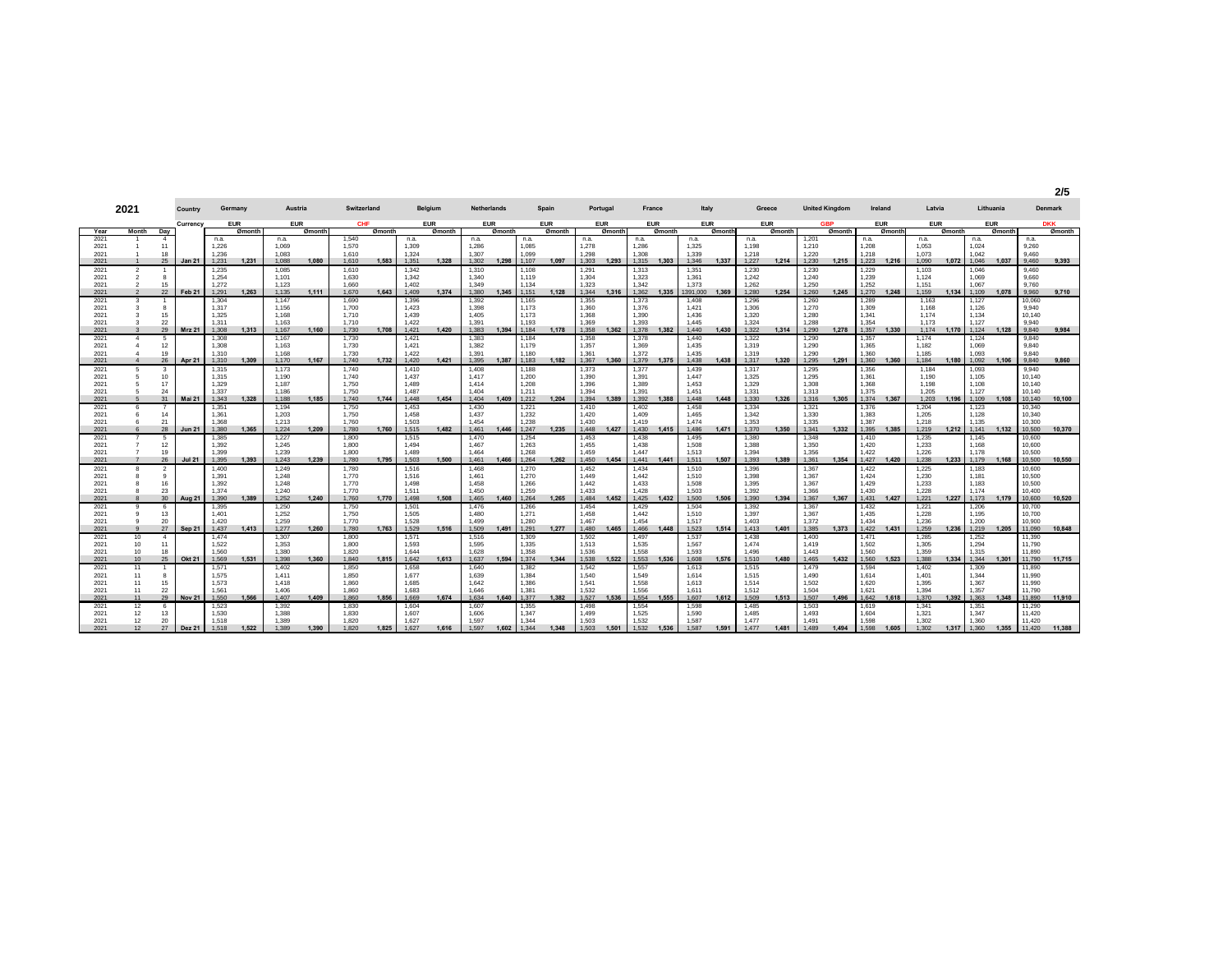| 2021 | | | Country | Germany | | Austria | | Switzerland | | Belgium | | Netherlands | | Spain | | Portugal | | France | | Italy | | Greece | | United Kingdom | | Ireland | | Latvia | | Lithuania | | Denmark | |
|---|---|---|---|---|---|---|---|---|---|---|---|---|---|---|---|---|---|---|---|---|---|---|---|---|---|---|---|---|---|---|---|---|---|
| | | | Currency | EUR | | EUR | | CHF | | EUR | | EUR | | EUR | | EUR | | EUR | | EUR | | EUR | | GBP | | EUR | | EUR | | EUR | | DKK | |
| Year | Month | Day | | | Ømonth | | Ømonth | | Ømonth | | Ømonth | | Ømonth | | Ømonth | | Ømonth | | Ømonth | | Ømonth | | Ømonth | | Ømonth | | Ømonth | | Ømonth | | Ømonth | | Ømonth |
| 2021 | 1 | 4 | | n.a. | | n.a. | | 1,540 | | n.a. | | n.a. | | n.a. | | n.a. | | n.a. | | n.a. | | n.a. | | 1,201 | | n.a. | | n.a. | | n.a. | | n.a. | |
| 2021 | 1 | 11 | | 1,226 | | 1,069 | | 1,570 | | 1,309 | | 1,286 | | 1,085 | | 1,278 | | 1,286 | | 1,325 | | 1,198 | | 1,210 | | 1,208 | | 1,053 | | 1,024 | | 9,260 | |
| 2021 | 1 | 18 | | 1,236 | | 1,083 | | 1,610 | | 1,324 | | 1,307 | | 1,099 | | 1,298 | | 1,308 | | 1,339 | | 1,218 | | 1,220 | | 1,218 | | 1,073 | | 1,042 | | 9,460 | |
| 2021 | 1 | 25 | Jan 21 | 1,231 | 1,231 | 1,088 | 1,080 | 1,610 | 1,583 | 1,351 | 1,328 | 1,302 | 1,298 | 1,107 | 1,097 | 1,303 | 1,293 | 1,315 | 1,303 | 1,346 | 1,337 | 1,227 | 1,214 | 1,230 | 1,215 | 1,223 | 1,216 | 1,090 | 1,072 | 1,046 | 1,037 | 9,460 | 9,393 |
| 2021 | 2 | 1 | | 1,235 | | 1,085 | | 1,610 | | 1,342 | | 1,310 | | 1,108 | | 1,291 | | 1,313 | | 1,351 | | 1,230 | | 1,230 | | 1,229 | | 1,103 | | 1,046 | | 9,460 | |
| 2021 | 2 | 8 | | 1,254 | | 1,101 | | 1,630 | | 1,342 | | 1,340 | | 1,119 | | 1,304 | | 1,323 | | 1,361 | | 1,242 | | 1,240 | | 1,239 | | 1,124 | | 1,069 | | 9,660 | |
| 2021 | 2 | 15 | | 1,272 | | 1,123 | | 1,660 | | 1,402 | | 1,349 | | 1,134 | | 1,323 | | 1,342 | | 1,373 | | 1,262 | | 1,250 | | 1,252 | | 1,151 | | 1,067 | | 9,760 | |
| 2021 | 2 | 22 | Feb 21 | 1,291 | 1,263 | 1,135 | 1,111 | 1,670 | 1,643 | 1,409 | 1,374 | 1,380 | 1,345 | 1,151 | 1,128 | 1,344 | 1,316 | 1,362 | 1,335 | 1391,000 | 1,369 | 1,280 | 1,254 | 1,260 | 1,245 | 1,270 | 1,248 | 1,159 | 1,134 | 1,109 | 1,078 | 9,960 | 9,710 |
| 2021 | 3 | 1 | | 1,304 | | 1,147 | | 1,690 | | 1,396 | | 1,392 | | 1,165 | | 1,355 | | 1,373 | | 1,408 | | 1,296 | | 1,260 | | 1,289 | | 1,163 | | 1,127 | | 10,060 | |
| 2021 | 3 | 8 | | 1,317 | | 1,156 | | 1,700 | | 1,423 | | 1,398 | | 1,173 | | 1,360 | | 1,376 | | 1,421 | | 1,306 | | 1,270 | | 1,309 | | 1,168 | | 1,126 | | 9,940 | |
| 2021 | 3 | 15 | | 1,325 | | 1,168 | | 1,710 | | 1,439 | | 1,405 | | 1,173 | | 1,368 | | 1,390 | | 1,436 | | 1,320 | | 1,280 | | 1,341 | | 1,174 | | 1,134 | | 10,140 | |
| 2021 | 3 | 22 | | 1,311 | | 1,163 | | 1,710 | | 1,422 | | 1,391 | | 1,193 | | 1,369 | | 1,393 | | 1,445 | | 1,324 | | 1,288 | | 1,354 | | 1,173 | | 1,127 | | 9,940 | |
| 2021 | 3 | 29 | Mrz 21 | 1,308 | 1,313 | 1,167 | 1,160 | 1,730 | 1,708 | 1,421 | 1,420 | 1,383 | 1,394 | 1,184 | 1,178 | 1,358 | 1,362 | 1,378 | 1,382 | 1,440 | 1,430 | 1,322 | 1,314 | 1,290 | 1,278 | 1,357 | 1,330 | 1,174 | 1,170 | 1,124 | 1,128 | 9,840 | 9,984 |
| 2021 | 4 | 5 | | 1,308 | | 1,167 | | 1,730 | | 1,421 | | 1,383 | | 1,184 | | 1,358 | | 1,378 | | 1,440 | | 1,322 | | 1,290 | | 1,357 | | 1,174 | | 1,124 | | 9,840 | |
| 2021 | 4 | 12 | | 1,308 | | 1,163 | | 1,730 | | 1,421 | | 1,382 | | 1,179 | | 1,357 | | 1,369 | | 1,435 | | 1,319 | | 1,290 | | 1,365 | | 1,182 | | 1,069 | | 9,840 | |
| 2021 | 4 | 19 | | 1,310 | | 1,168 | | 1,730 | | 1,422 | | 1,391 | | 1,180 | | 1,361 | | 1,372 | | 1,435 | | 1,319 | | 1,290 | | 1,360 | | 1,185 | | 1,093 | | 9,840 | |
| 2021 | 4 | 26 | Apr 21 | 1,310 | 1,309 | 1,170 | 1,167 | 1,740 | 1,732 | 1,420 | 1,421 | 1,395 | 1,387 | 1,183 | 1,182 | 1,367 | 1,360 | 1,379 | 1,375 | 1,438 | 1,438 | 1,317 | 1,320 | 1,295 | 1,291 | 1,360 | 1,360 | 1,184 | 1,180 | 1,092 | 1,106 | 9,840 | 9,860 |
| 2021 | 5 | 3 | | 1,315 | | 1,173 | | 1,740 | | 1,410 | | 1,408 | | 1,188 | | 1,373 | | 1,377 | | 1,439 | | 1,317 | | 1,295 | | 1,356 | | 1,184 | | 1,093 | | 9,940 | |
| 2021 | 5 | 10 | | 1,315 | | 1,190 | | 1,740 | | 1,437 | | 1,417 | | 1,200 | | 1,390 | | 1,391 | | 1,447 | | 1,325 | | 1,295 | | 1,361 | | 1,190 | | 1,105 | | 10,140 | |
| 2021 | 5 | 17 | | 1,329 | | 1,187 | | 1,750 | | 1,489 | | 1,414 | | 1,208 | | 1,396 | | 1,389 | | 1,453 | | 1,329 | | 1,308 | | 1,368 | | 1,198 | | 1,108 | | 10,140 | |
| 2021 | 5 | 24 | | 1,337 | | 1,186 | | 1,750 | | 1,487 | | 1,404 | | 1,211 | | 1,394 | | 1,391 | | 1,451 | | 1,331 | | 1,313 | | 1,375 | | 1,205 | | 1,127 | | 10,140 | |
| 2021 | 5 | 31 | Mai 21 | 1,343 | 1,328 | 1,188 | 1,185 | 1,740 | 1,744 | 1,448 | 1,454 | 1,404 | 1,409 | 1,212 | 1,204 | 1,394 | 1,389 | 1,392 | 1,388 | 1,448 | 1,448 | 1,330 | 1,326 | 1,316 | 1,305 | 1,374 | 1,367 | 1,203 | 1,196 | 1,109 | 1,108 | 10,140 | 10,100 |
| 2021 | 6 | 7 | | 1,351 | | 1,194 | | 1,750 | | 1,453 | | 1,430 | | 1,221 | | 1,410 | | 1,402 | | 1,458 | | 1,334 | | 1,321 | | 1,376 | | 1,204 | | 1,123 | | 10,340 | |
| 2021 | 6 | 14 | | 1,361 | | 1,203 | | 1,750 | | 1,458 | | 1,437 | | 1,232 | | 1,420 | | 1,409 | | 1,465 | | 1,342 | | 1,330 | | 1,383 | | 1,205 | | 1,128 | | 10,340 | |
| 2021 | 6 | 21 | | 1,368 | | 1,213 | | 1,760 | | 1,503 | | 1,454 | | 1,238 | | 1,430 | | 1,419 | | 1,474 | | 1,353 | | 1,335 | | 1,387 | | 1,218 | | 1,135 | | 10,300 | |
| 2021 | 6 | 28 | Jun 21 | 1,380 | 1,365 | 1,224 | 1,209 | 1,780 | 1,760 | 1,515 | 1,482 | 1,461 | 1,446 | 1,247 | 1,235 | 1,448 | 1,427 | 1,430 | 1,415 | 1,486 | 1,471 | 1,370 | 1,350 | 1,341 | 1,332 | 1,395 | 1,385 | 1,219 | 1,212 | 1,141 | 1,132 | 10,500 | 10,370 |
| 2021 | 7 | 5 | | 1,385 | | 1,227 | | 1,800 | | 1,515 | | 1,470 | | 1,254 | | 1,453 | | 1,438 | | 1,495 | | 1,380 | | 1,348 | | 1,410 | | 1,235 | | 1,145 | | 10,600 | |
| 2021 | 7 | 12 | | 1,392 | | 1,245 | | 1,800 | | 1,494 | | 1,467 | | 1,263 | | 1,455 | | 1,438 | | 1,508 | | 1,388 | | 1,350 | | 1,420 | | 1,233 | | 1,168 | | 10,600 | |
| 2021 | 7 | 19 | | 1,399 | | 1,239 | | 1,800 | | 1,489 | | 1,464 | | 1,268 | | 1,459 | | 1,447 | | 1,513 | | 1,394 | | 1,356 | | 1,422 | | 1,226 | | 1,178 | | 10,500 | |
| 2021 | 7 | 26 | Jul 21 | 1,395 | 1,393 | 1,243 | 1,239 | 1,780 | 1,795 | 1,503 | 1,500 | 1,461 | 1,466 | 1,264 | 1,262 | 1,450 | 1,454 | 1,441 | 1,441 | 1,511 | 1,507 | 1,393 | 1,389 | 1,361 | 1,354 | 1,427 | 1,420 | 1,238 | 1,233 | 1,179 | 1,168 | 10,500 | 10,550 |
| 2021 | 8 | 2 | | 1,400 | | 1,249 | | 1,780 | | 1,516 | | 1,468 | | 1,270 | | 1,452 | | 1,434 | | 1,510 | | 1,396 | | 1,367 | | 1,422 | | 1,225 | | 1,183 | | 10,600 | |
| 2021 | 8 | 9 | | 1,391 | | 1,248 | | 1,770 | | 1,516 | | 1,461 | | 1,270 | | 1,449 | | 1,442 | | 1,510 | | 1,398 | | 1,367 | | 1,424 | | 1,230 | | 1,181 | | 10,500 | |
| 2021 | 8 | 16 | | 1,392 | | 1,248 | | 1,770 | | 1,498 | | 1,458 | | 1,266 | | 1,442 | | 1,433 | | 1,508 | | 1,395 | | 1,367 | | 1,429 | | 1,233 | | 1,183 | | 10,500 | |
| 2021 | 8 | 23 | | 1,374 | | 1,240 | | 1,770 | | 1,511 | | 1,450 | | 1,259 | | 1,433 | | 1,428 | | 1,503 | | 1,392 | | 1,366 | | 1,430 | | 1,228 | | 1,174 | | 10,400 | |
| 2021 | 8 | 30 | Aug 21 | 1,390 | 1,389 | 1,252 | 1,240 | 1,760 | 1,770 | 1,498 | 1,508 | 1,465 | 1,460 | 1,264 | 1,265 | 1,484 | 1,452 | 1,425 | 1,432 | 1,500 | 1,506 | 1,390 | 1,394 | 1,367 | 1,367 | 1,431 | 1,427 | 1,221 | 1,227 | 1,173 | 1,179 | 10,600 | 10,520 |
| 2021 | 9 | 6 | | 1,395 | | 1,250 | | 1,750 | | 1,501 | | 1,476 | | 1,266 | | 1,454 | | 1,429 | | 1,504 | | 1,392 | | 1,367 | | 1,432 | | 1,221 | | 1,206 | | 10,700 | |
| 2021 | 9 | 13 | | 1,401 | | 1,252 | | 1,750 | | 1,505 | | 1,480 | | 1,271 | | 1,458 | | 1,442 | | 1,510 | | 1,397 | | 1,367 | | 1,435 | | 1,228 | | 1,195 | | 10,700 | |
| 2021 | 9 | 20 | | 1,420 | | 1,259 | | 1,770 | | 1,528 | | 1,499 | | 1,280 | | 1,467 | | 1,454 | | 1,517 | | 1,403 | | 1,372 | | 1,434 | | 1,236 | | 1,200 | | 10,900 | |
| 2021 | 9 | 27 | Sep 21 | 1,437 | 1,413 | 1,277 | 1,260 | 1,780 | 1,763 | 1,529 | 1,516 | 1,509 | 1,491 | 1,291 | 1,277 | 1,480 | 1,465 | 1,466 | 1,448 | 1,523 | 1,514 | 1,413 | 1,401 | 1,385 | 1,373 | 1,422 | 1,431 | 1,259 | 1,236 | 1,219 | 1,205 | 11,090 | 10,848 |
| 2021 | 10 | 4 | | 1,474 | | 1,307 | | 1,800 | | 1,571 | | 1,516 | | 1,309 | | 1,502 | | 1,497 | | 1,537 | | 1,438 | | 1,400 | | 1,471 | | 1,285 | | 1,252 | | 11,390 | |
| 2021 | 10 | 11 | | 1,522 | | 1,353 | | 1,800 | | 1,593 | | 1,595 | | 1,335 | | 1,513 | | 1,535 | | 1,567 | | 1,474 | | 1,419 | | 1,502 | | 1,305 | | 1,294 | | 11,790 | |
| 2021 | 10 | 18 | | 1,560 | | 1,380 | | 1,820 | | 1,644 | | 1,628 | | 1,358 | | 1,536 | | 1,558 | | 1,593 | | 1,496 | | 1,443 | | 1,560 | | 1,359 | | 1,315 | | 11,890 | |
| 2021 | 10 | 25 | Okt 21 | 1,569 | 1,531 | 1,398 | 1,360 | 1,840 | 1,815 | 1,642 | 1,613 | 1,637 | 1,594 | 1,374 | 1,344 | 1,538 | 1,522 | 1,553 | 1,536 | 1,608 | 1,576 | 1,510 | 1,480 | 1,465 | 1,432 | 1,560 | 1,523 | 1,388 | 1,334 | 1,344 | 1,301 | 11,790 | 11,715 |
| 2021 | 11 | 1 | | 1,571 | | 1,402 | | 1,850 | | 1,658 | | 1,640 | | 1,382 | | 1,542 | | 1,557 | | 1,613 | | 1,515 | | 1,479 | | 1,594 | | 1,402 | | 1,309 | | 11,890 | |
| 2021 | 11 | 8 | | 1,575 | | 1,411 | | 1,850 | | 1,677 | | 1,639 | | 1,384 | | 1,540 | | 1,549 | | 1,614 | | 1,515 | | 1,490 | | 1,614 | | 1,401 | | 1,344 | | 11,990 | |
| 2021 | 11 | 15 | | 1,573 | | 1,418 | | 1,860 | | 1,685 | | 1,642 | | 1,386 | | 1,541 | | 1,558 | | 1,613 | | 1,514 | | 1,502 | | 1,620 | | 1,395 | | 1,367 | | 11,990 | |
| 2021 | 11 | 22 | | 1,561 | | 1,406 | | 1,860 | | 1,683 | | 1,646 | | 1,381 | | 1,532 | | 1,556 | | 1,611 | | 1,512 | | 1,504 | | 1,621 | | 1,394 | | 1,357 | | 11,790 | |
| 2021 | 11 | 29 | Nov 21 | 1,550 | 1,566 | 1,407 | 1,409 | 1,860 | 1,856 | 1,669 | 1,674 | 1,634 | 1,640 | 1,377 | 1,382 | 1,527 | 1,536 | 1,554 | 1,555 | 1,607 | 1,612 | 1,509 | 1,513 | 1,507 | 1,496 | 1,642 | 1,618 | 1,370 | 1,392 | 1,363 | 1,348 | 11,890 | 11,910 |
| 2021 | 12 | 6 | | 1,523 | | 1,392 | | 1,830 | | 1,604 | | 1,607 | | 1,355 | | 1,498 | | 1,554 | | 1,598 | | 1,485 | | 1,503 | | 1,619 | | 1,341 | | 1,351 | | 11,290 | |
| 2021 | 12 | 13 | | 1,530 | | 1,388 | | 1,830 | | 1,607 | | 1,606 | | 1,347 | | 1,499 | | 1,525 | | 1,590 | | 1,485 | | 1,493 | | 1,604 | | 1,321 | | 1,347 | | 11,420 | |
| 2021 | 12 | 20 | | 1,518 | | 1,389 | | 1,820 | | 1,627 | | 1,597 | | 1,344 | | 1,503 | | 1,532 | | 1,587 | | 1,477 | | 1,491 | | 1,598 | | 1,302 | | 1,360 | | 11,420 | |
| 2021 | 12 | 27 | Dez 21 | 1,518 | 1,522 | 1,389 | 1,390 | 1,820 | 1,825 | 1,627 | 1,616 | 1,597 | 1,602 | 1,344 | 1,348 | 1,503 | 1,501 | 1,532 | 1,536 | 1,587 | 1,591 | 1,477 | 1,481 | 1,489 | 1,494 | 1,598 | 1,605 | 1,302 | 1,317 | 1,360 | 1,355 | 11,420 | 11,388 |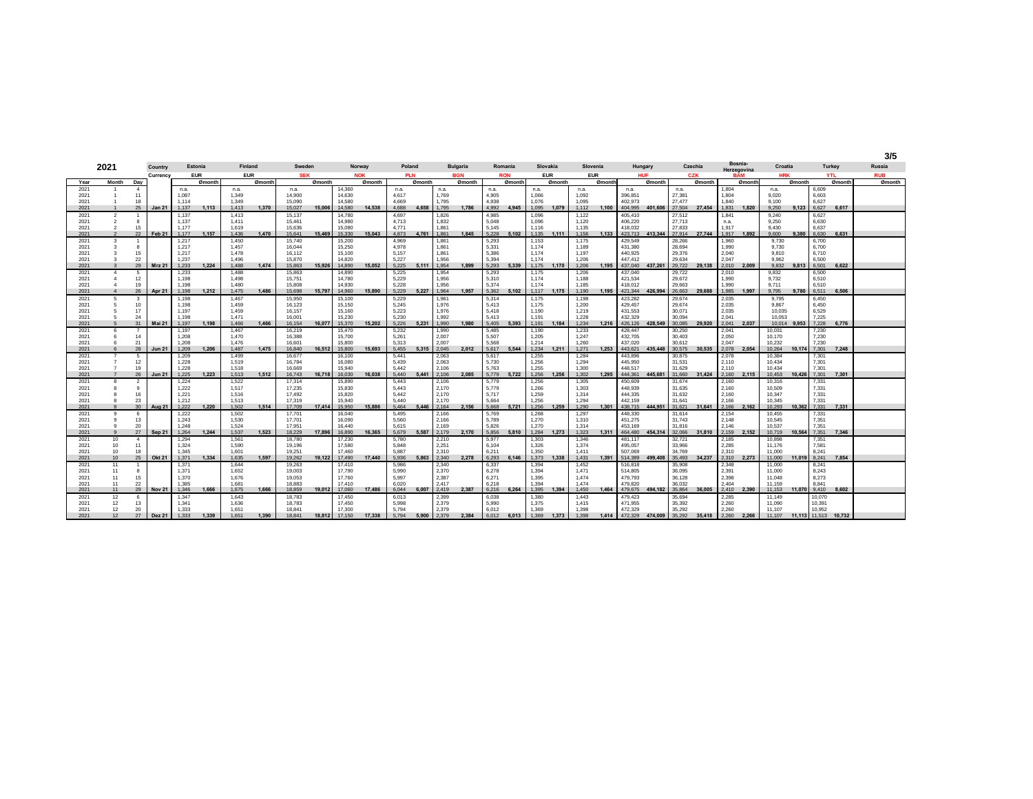| 2021 | | | Country | Estonia | | Finland | | Sweden | | Norway | | Poland | | Bulgaria | | Romania | | Slovakia | | Slovenia | | Hungary | | Czechia | | Bosnia-Herzegovina | | Croatia | | Turkey | | Russia | |
|---|---|---|---|---|---|---|---|---|---|---|---|---|---|---|---|---|---|---|---|---|---|---|---|---|---|---|---|---|---|---|---|---|---|
| | | | Currency | EUR | | EUR | | SEK | | NOK | | PLN | | BGN | | RON | | EUR | | EUR | | HUF | | CZK | | BAM | | HRK | | YTL | | RUB | |
| Year | Month | Day | | | Ømonth | | Ømonth | | Ømonth | | Ømonth | | Ømonth | | Ømonth | | Ømonth | | Ømonth | | Ømonth | | Ømonth | | Ømonth | | Ømonth | | Ømonth | | Ømonth | | Ømonth |
| 2021 | 1 | 4 | | n.a. | | n.a. | | n.a. | | 14,360 | | n.a. | | n.a. | | n.a. | | n.a. | | n.a. | | n.a. | | n.a. | | 1,804 | | n.a. | | 6,609 | | | |
| 2021 | 1 | 11 | | 1,087 | | 1,349 | | 14,900 | | 14,630 | | 4,617 | | 1,769 | | 4,905 | | 1,066 | | 1,092 | | 396,851 | | 27,381 | | 1,804 | | 9,020 | | 6,603 | | | |
| 2021 | 1 | 18 | | 1,114 | | 1,349 | | 15,090 | | 14,580 | | 4,669 | | 1,795 | | 4,938 | | 1,076 | | 1,095 | | 402,973 | | 27,477 | | 1,840 | | 9,100 | | 6,627 | | | |
| 2021 | 1 | 25 | Jan 21 | 1,137 | 1,113 | 1,413 | 1,370 | 15,027 | 15,006 | 14,580 | 14,538 | 4,688 | 4,658 | 1,795 | 1,786 | 4,992 | 4,945 | 1,095 | 1,079 | 1,112 | 1,100 | 404,995 | 401,606 | 27,504 | 27,454 | 1,831 | 1,820 | 9,250 | 9,123 | 6,627 | 6,617 | | |
| 2021 | 2 | 1 | | 1,137 | | 1,413 | | 15,137 | | 14,780 | | 4,697 | | 1,826 | | 4,985 | | 1,096 | | 1,122 | | 405,410 | | 27,512 | | 1,841 | | 9,240 | | 6,627 | | | |
| 2021 | 2 | 8 | | 1,137 | | 1,411 | | 15,461 | | 14,980 | | 4,713 | | 1,832 | | 5,048 | | 1,096 | | 1,120 | | 406,220 | | 27,713 | | n.a. | | 9,250 | | 6,630 | | | |
| 2021 | 2 | 15 | | 1,177 | | 1,619 | | 15,636 | | 15,080 | | 4,771 | | 1,861 | | 5,145 | | 1,116 | | 1,135 | | 418,032 | | 27,833 | | 1,917 | | 9,430 | | 6,637 | | | |
| 2021 | 2 | 22 | Feb 21 | 1,177 | 1,157 | 1,436 | 1,470 | 15,641 | 15,469 | 15,330 | 15,043 | 4,873 | 4,761 | 1,861 | 1,845 | 5,228 | 5,102 | 1,135 | 1,111 | 1,156 | 1,133 | 423,713 | 413,344 | 27,914 | 27,744 | 1,917 | 1,892 | 9,600 | 9,380 | 6,630 | 6,631 | | |
| 2021 | 3 | 1 | | 1,217 | | 1,450 | | 15,740 | | 15,200 | | 4,969 | | 1,861 | | 5,293 | | 1,153 | | 1,175 | | 429,549 | | 28,266 | | 1,960 | | 9,730 | | 6,700 | | | |
| 2021 | 3 | 8 | | 1,217 | | 1,457 | | 16,044 | | 15,250 | | 4,978 | | 1,861 | | 5,331 | | 1,174 | | 1,189 | | 431,380 | | 28,694 | | 1,990 | | 9,730 | | 6,700 | | | |
| 2021 | 3 | 15 | | 1,217 | | 1,478 | | 16,112 | | 15,100 | | 5,157 | | 1,861 | | 5,386 | | 1,174 | | 1,197 | | 440,925 | | 29,376 | | 2,040 | | 9,810 | | 6,710 | | | |
| 2021 | 3 | 22 | | 1,237 | | 1,496 | | 15,870 | | 14,820 | | 5,227 | | 1,956 | | 5,394 | | 1,174 | | 1,206 | | 447,412 | | 29,634 | | 2,047 | | 9,962 | | 6,500 | | | |
| 2021 | 3 | 29 | Mrz 21 | 1,233 | 1,224 | 1,488 | 1,474 | 15,863 | 15,926 | 14,890 | 15,052 | 5,225 | 5,111 | 1,954 | 1,899 | 5,293 | 5,339 | 1,175 | 1,170 | 1,206 | 1,195 | 437,040 | 437,261 | 29,722 | 29,138 | 2,010 | 2,009 | 9,832 | 9,813 | 6,501 | 6,622 | | |
| 2021 | 4 | 5 | | 1,233 | | 1,488 | | 15,863 | | 14,890 | | 5,225 | | 1,954 | | 5,293 | | 1,175 | | 1,206 | | 437,040 | | 29,722 | | 2,010 | | 9,832 | | 6,500 | | | |
| 2021 | 4 | 12 | | 1,198 | | 1,498 | | 15,751 | | 14,780 | | 5,229 | | 1,956 | | 5,310 | | 1,174 | | 1,188 | | 421,534 | | 29,672 | | 1,990 | | 9,732 | | 6,510 | | | |
| 2021 | 4 | 19 | | 1,198 | | 1,480 | | 15,808 | | 14,930 | | 5,228 | | 1,956 | | 5,374 | | 1,174 | | 1,185 | | 418,012 | | 29,663 | | 1,990 | | 9,711 | | 6,510 | | | |
| 2021 | 4 | 26 | Apr 21 | 1,198 | 1,212 | 1,475 | 1,486 | 15,698 | 15,797 | 14,960 | 15,890 | 5,229 | 5,227 | 1,964 | 1,957 | 5,362 | 5,102 | 1,117 | 1,175 | 1,190 | 1,195 | 421,344 | 426,994 | 26,663 | 29,688 | 1,985 | 1,997 | 9,795 | 9,780 | 6,511 | 6,506 | | |
| 2021 | 5 | 3 | | 1,198 | | 1,467 | | 15,950 | | 15,100 | | 5,229 | | 1,961 | | 5,314 | | 1,175 | | 1,198 | | 423,282 | | 29,674 | | 2,035 | | 9,795 | | 6,450 | | | |
| 2021 | 5 | 10 | | 1,198 | | 1,459 | | 16,123 | | 15,150 | | 5,245 | | 1,976 | | 5,413 | | 1,175 | | 1,200 | | 429,457 | | 29,674 | | 2,035 | | 9,867 | | 6,450 | | | |
| 2021 | 5 | 17 | | 1,197 | | 1,459 | | 16,157 | | 15,160 | | 5,223 | | 1,976 | | 5,418 | | 1,190 | | 1,219 | | 431,553 | | 30,071 | | 2,035 | | 10,035 | | 6,529 | | | |
| 2021 | 5 | 24 | | 1,198 | | 1,471 | | 16,001 | | 15,230 | | 5,230 | | 1,992 | | 5,413 | | 1,191 | | 1,228 | | 432,329 | | 30,094 | | 2,041 | | 10,053 | | 7,225 | | | |
| 2021 | 5 | 31 | Mai 21 | 1,197 | 1,198 | 1,466 | 1,466 | 16,154 | 16,077 | 15,370 | 15,202 | 5,226 | 5,231 | 1,990 | 1,980 | 5,405 | 5,393 | 1,191 | 1,184 | 1,234 | 1,216 | 426,126 | 428,549 | 30,085 | 29,920 | 2,041 | 2,037 | 10,014 | 9,953 | 7,228 | 6,776 | | |
| 2021 | 6 | 7 | | 1,197 | | 1,467 | | 16,219 | | 15,470 | | 5,232 | | 1,990 | | 5,485 | | 1,190 | | 1,233 | | 428,447 | | 30,250 | | 2,041 | | 10,031 | | 7,230 | | | |
| 2021 | 6 | 14 | | 1,208 | | 1,470 | | 16,388 | | 15,700 | | 5,261 | | 2,007 | | 5,507 | | 1,205 | | 1,247 | | 432,705 | | 30,403 | | 2,050 | | 10,170 | | 7,230 | | | |
| 2021 | 6 | 21 | | 1,208 | | 1,476 | | 16,601 | | 15,800 | | 5,313 | | 2,007 | | 5,568 | | 1,214 | | 1,260 | | 437,020 | | 30,612 | | 2,047 | | 10,232 | | 7,230 | | | |
| 2021 | 6 | 28 | Jun 21 | 1,209 | 1,206 | 1,487 | 1,475 | 16,840 | 16,512 | 15,800 | 15,693 | 5,455 | 5,315 | 2,045 | 2,012 | 5,617 | 5,544 | 1,234 | 1,211 | 1,271 | 1,253 | 443,621 | 435,448 | 30,575 | 30,535 | 2,078 | 2,054 | 10,264 | 10,174 | 7,301 | 7,248 | | |
| 2021 | 7 | 5 | | 1,209 | | 1,499 | | 16,677 | | 16,100 | | 5,441 | | 2,063 | | 5,617 | | 1,255 | | 1,284 | | 443,896 | | 30,875 | | 2,078 | | 10,384 | | 7,301 | | | |
| 2021 | 7 | 12 | | 1,228 | | 1,519 | | 16,784 | | 16,080 | | 5,439 | | 2,063 | | 5,730 | | 1,256 | | 1,294 | | 445,950 | | 31,531 | | 2,110 | | 10,434 | | 7,301 | | | |
| 2021 | 7 | 19 | | 1,228 | | 1,518 | | 16,669 | | 15,940 | | 5,442 | | 2,106 | | 5,763 | | 1,255 | | 1,300 | | 448,517 | | 31,629 | | 2,110 | | 10,434 | | 7,301 | | | |
| 2021 | 7 | 26 | Jun 21 | 1,225 | 1,223 | 1,513 | 1,512 | 16,743 | 16,718 | 16,030 | 16,038 | 5,440 | 5,441 | 2,106 | 2,085 | 5,779 | 5,722 | 1,256 | 1,256 | 1,302 | 1,295 | 444,361 | 445,681 | 31,660 | 31,424 | 2,160 | 2,115 | 10,453 | 10,426 | 7,301 | 7,301 | | |
| 2021 | 8 | 2 | | 1,224 | | 1,522 | | 17,314 | | 15,890 | | 5,443 | | 2,106 | | 5,779 | | 1,256 | | 1,305 | | 450,609 | | 31,674 | | 2,160 | | 10,316 | | 7,331 | | | |
| 2021 | 8 | 9 | | 1,222 | | 1,517 | | 17,235 | | 15,830 | | 5,443 | | 2,170 | | 5,779 | | 1,266 | | 1,303 | | 448,939 | | 31,635 | | 2,160 | | 10,509 | | 7,331 | | | |
| 2021 | 8 | 16 | | 1,221 | | 1,516 | | 17,492 | | 15,820 | | 5,442 | | 2,170 | | 5,717 | | 1,259 | | 1,314 | | 444,335 | | 31,632 | | 2,160 | | 10,347 | | 7,331 | | | |
| 2021 | 8 | 23 | | 1,212 | | 1,513 | | 17,319 | | 15,940 | | 5,440 | | 2,170 | | 5,664 | | 1,256 | | 1,294 | | 442,159 | | 31,641 | | 2,166 | | 10,345 | | 7,331 | | | |
| 2021 | 8 | 30 | Aug 21 | 1,222 | 1,220 | 1,502 | 1,514 | 17,709 | 17,414 | 15,950 | 15,886 | 5,464 | 5,446 | 2,164 | 2,156 | 5,668 | 5,721 | 1,256 | 1,259 | 1,290 | 1,301 | 438,715 | 444,951 | 31,621 | 31,641 | 2,166 | 2,162 | 10,293 | 10,362 | 7,331 | 7,331 | | |
| 2021 | 9 | 6 | | 1,222 | | 1,502 | | 17,701 | | 16,040 | | 5,495 | | 2,166 | | 5,769 | | 1,268 | | 1,297 | | 448,330 | | 31,614 | | 2,154 | | 10,455 | | 7,331 | | | |
| 2021 | 9 | 13 | | 1,243 | | 1,530 | | 17,701 | | 16,090 | | 5,560 | | 2,166 | | 5,789 | | 1,270 | | 1,310 | | 451,275 | | 31,743 | | 2,148 | | 10,545 | | 7,351 | | | |
| 2021 | 9 | 20 | | 1,248 | | 1,524 | | 17,951 | | 16,440 | | 5,615 | | 2,169 | | 5,826 | | 1,270 | | 1,314 | | 453,169 | | 31,816 | | 2,146 | | 10,537 | | 7,351 | | | |
| 2021 | 9 | 27 | Sep 21 | 1,264 | 1,244 | 1,537 | 1,523 | 18,229 | 17,896 | 16,890 | 16,365 | 5,679 | 5,587 | 2,179 | 2,170 | 5,856 | 5,810 | 1,284 | 1,273 | 1,323 | 1,311 | 464,480 | 454,314 | 32,066 | 31,810 | 2,159 | 2,152 | 10,719 | 10,564 | 7,351 | 7,346 | | |
| 2021 | 10 | 4 | | 1,294 | | 1,561 | | 18,780 | | 17,230 | | 5,780 | | 2,210 | | 5,977 | | 1,303 | | 1,346 | | 481,117 | | 32,721 | | 2,185 | | 10,898 | | 7,351 | | | |
| 2021 | 10 | 11 | | 1,324 | | 1,590 | | 19,196 | | 17,580 | | 5,848 | | 2,251 | | 6,104 | | 1,326 | | 1,374 | | 495,057 | | 33,966 | | 2,285 | | 11,176 | | 7,581 | | | |
| 2021 | 10 | 18 | | 1,345 | | 1,601 | | 19,251 | | 17,460 | | 5,887 | | 2,310 | | 6,211 | | 1,350 | | 1,411 | | 507,069 | | 34,769 | | 2,310 | | 11,000 | | 8,241 | | | |
| 2021 | 10 | 25 | Okt 21 | 1,371 | 1,334 | 1,635 | 1,597 | 19,262 | 19,122 | 17,490 | 17,440 | 5,936 | 5,863 | 2,340 | 2,278 | 6,293 | 6,146 | 1,373 | 1,338 | 1,431 | 1,391 | 514,389 | 499,408 | 35,493 | 34,237 | 2,310 | 2,273 | 11,000 | 11,019 | 8,241 | 7,854 | | |
| 2021 | 11 | 1 | | 1,371 | | 1,644 | | 19,263 | | 17,410 | | 5,986 | | 2,340 | | 6,337 | | 1,394 | | 1,452 | | 516,818 | | 35,908 | | 2,348 | | 11,000 | | 8,241 | | | |
| 2021 | 11 | 8 | | 1,371 | | 1,652 | | 19,003 | | 17,790 | | 5,990 | | 2,370 | | 6,278 | | 1,394 | | 1,471 | | 514,805 | | 36,095 | | 2,391 | | 11,000 | | 8,243 | | | |
| 2021 | 11 | 15 | | 1,370 | | 1,676 | | 19,053 | | 17,760 | | 5,997 | | 2,387 | | 6,271 | | 1,395 | | 1,474 | | 479,793 | | 36,128 | | 2,398 | | 11,048 | | 8,273 | | | |
| 2021 | 11 | 22 | | 1,385 | | 1,681 | | 18,883 | | 17,410 | | 6,020 | | 2,417 | | 6,218 | | 1,394 | | 1,474 | | 479,820 | | 36,032 | | 2,404 | | 11,159 | | 8,841 | | | |
| 2021 | 11 | 29 | Nov 21 | 1,346 | 1,666 | 1,675 | 1,666 | 18,859 | 19,012 | 17,060 | 17,486 | 6,044 | 6,007 | 2,419 | 2,387 | 6,216 | 6,264 | 1,395 | 1,394 | 1,450 | 1,464 | 479,675 | 494,182 | 35,864 | 36,005 | 2,410 | 2,390 | 11,153 | 11,070 | 9,410 | 8,602 | | |
| 2021 | 12 | 6 | | 1,347 | | 1,643 | | 18,783 | | 17,450 | | 6,013 | | 2,399 | | 6,038 | | 1,380 | | 1,443 | | 479,423 | | 35,694 | | 2,285 | | 11,149 | | 10,070 | | | |
| 2021 | 12 | 13 | | 1,341 | | 1,636 | | 18,783 | | 17,450 | | 5,998 | | 2,379 | | 5,990 | | 1,375 | | 1,415 | | 471,955 | | 35,392 | | 2,260 | | 11,090 | | 10,391 | | | |
| 2021 | 12 | 20 | | 1,333 | | 1,651 | | 18,841 | | 17,300 | | 5,794 | | 2,379 | | 6,012 | | 1,369 | | 1,398 | | 472,329 | | 35,292 | | 2,260 | | 11,107 | | 10,952 | | | |
| 2021 | 12 | 27 | Dez 21 | 1,333 | 1,339 | 1,651 | 1,390 | 18,841 | 18,812 | 17,150 | 17,338 | 5,794 | 5,900 | 2,379 | 2,384 | 6,012 | 6,013 | 1,369 | 1,373 | 1,398 | 1,414 | 472,329 | 474,009 | 35,292 | 35,418 | 2,260 | 2,266 | 11,107 | 11,113 | 11,513 | 10,732 | | |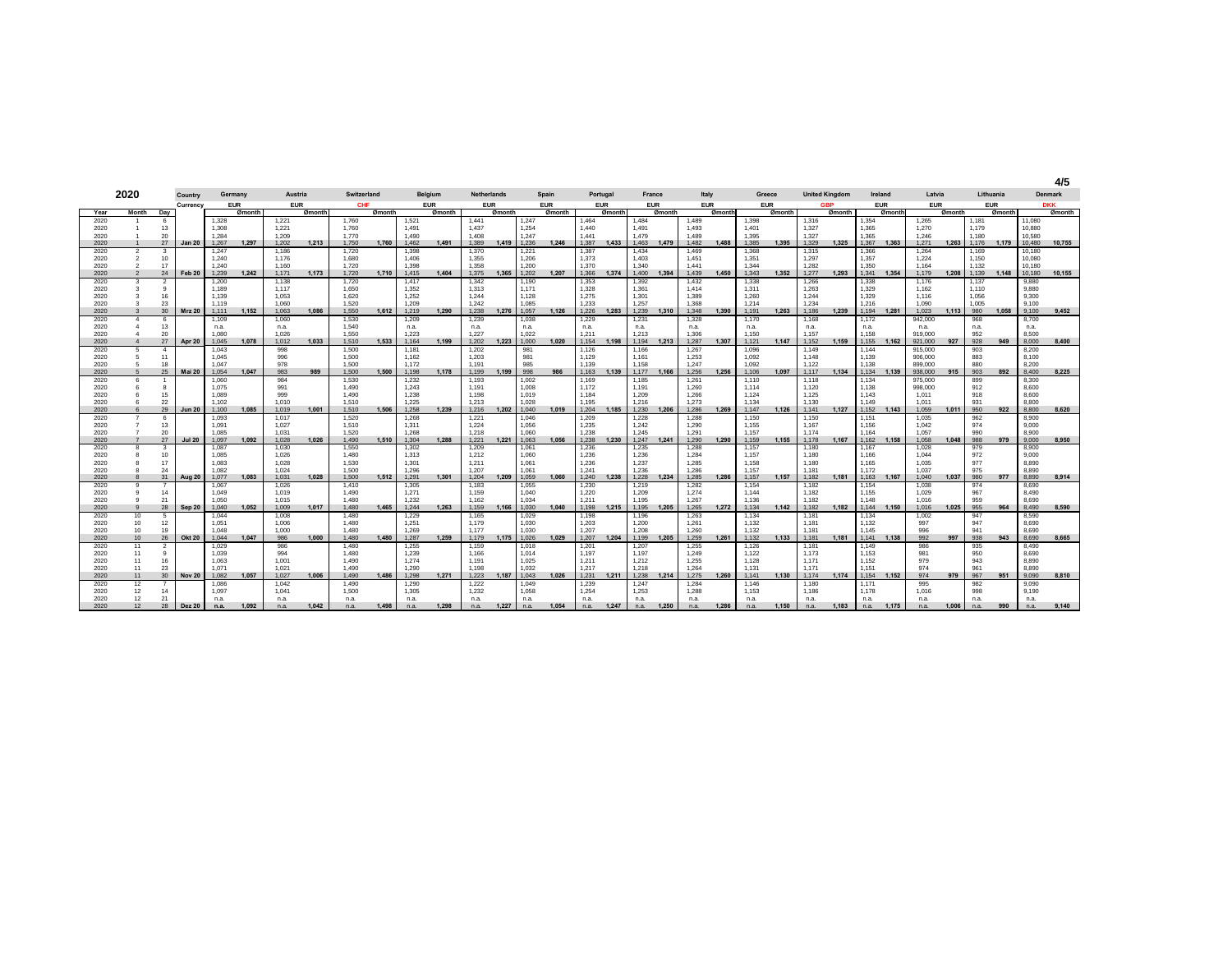| 2020 | | | Country | Germany | | Austria | | Switzerland | | Belgium | | Netherlands | | Spain | | Portugal | | France | | Italy | | Greece | | United Kingdom | | Ireland | | Latvia | | Lithuania | | Denmark | |
|---|---|---|---|---|---|---|---|---|---|---|---|---|---|---|---|---|---|---|---|---|---|---|---|---|---|---|---|---|---|---|---|---|---|
| | | | Currency | EUR | Ømonth | EUR | Ømonth | CHF | Ømonth | EUR | Ømonth | EUR | Ømonth | EUR | Ømonth | EUR | Ømonth | EUR | Ømonth | EUR | Ømonth | EUR | Ømonth | GBP | Ømonth | EUR | Ømonth | EUR | Ømonth | EUR | Ømonth | DKK | Ømonth |
| Year | Month | Day | | | | | | | | | | | | | | | | | | | | | | | | | | | | | | | |
| 2020 | 1 | 6 | | 1,328 | | 1,221 | | 1,760 | | 1,521 | | 1,441 | | 1,247 | | 1,464 | | 1,484 | | 1,489 | | 1,398 | | 1,316 | | 1,354 | | 1,265 | | 1,181 | | 11,080 | |
| 2020 | 1 | 13 | | 1,308 | | 1,221 | | 1,760 | | 1,491 | | 1,437 | | 1,254 | | 1,440 | | 1,491 | | 1,493 | | 1,401 | | 1,327 | | 1,365 | | 1,270 | | 1,179 | | 10,880 | |
| 2020 | 1 | 20 | | 1,284 | | 1,209 | | 1,770 | | 1,490 | | 1,408 | | 1,247 | | 1,441 | | 1,479 | | 1,489 | | 1,395 | | 1,327 | | 1,365 | | 1,246 | | 1,180 | | 10,580 | |
| 2020 | 1 | 27 | Jan 20 | 1,267 | 1,297 | 1,202 | 1,213 | 1,750 | 1,760 | 1,462 | 1,491 | 1,389 | 1,419 | 1,236 | 1,246 | 1,387 | 1,433 | 1,463 | 1,479 | 1,482 | 1,488 | 1,385 | 1,395 | 1,329 | 1,325 | 1,367 | 1,363 | 1,271 | 1,263 | 1,176 | 1,179 | 10,480 | 10,755 |
| 2020 | 2 | 3 | | 1,247 | | 1,186 | | 1,720 | | 1,398 | | 1,370 | | 1,221 | | 1,387 | | 1,434 | | 1,469 | | 1,368 | | 1,315 | | 1,366 | | 1,264 | | 1,169 | | 10,180 | |
| 2020 | 2 | 10 | | 1,240 | | 1,176 | | 1,680 | | 1,406 | | 1,355 | | 1,206 | | 1,373 | | 1,403 | | 1,451 | | 1,351 | | 1,297 | | 1,357 | | 1,224 | | 1,150 | | 10,080 | |
| 2020 | 2 | 17 | | 1,240 | | 1,160 | | 1,720 | | 1,398 | | 1,358 | | 1,200 | | 1,370 | | 1,340 | | 1,441 | | 1,344 | | 1,282 | | 1,350 | | 1,164 | | 1,132 | | 10,180 | |
| 2020 | 2 | 24 | Feb 20 | 1,239 | 1,242 | 1,171 | 1,173 | 1,720 | 1,710 | 1,415 | 1,404 | 1,375 | 1,365 | 1,202 | 1,207 | 1,366 | 1,374 | 1,400 | 1,394 | 1,439 | 1,450 | 1,343 | 1,352 | 1,277 | 1,293 | 1,341 | 1,354 | 1,179 | 1,208 | 1,139 | 1,148 | 10,180 | 10,155 |
| 2020 | 3 | 2 | | 1,200 | | 1,138 | | 1,720 | | 1,417 | | 1,342 | | 1,190 | | 1,353 | | 1,392 | | 1,432 | | 1,338 | | 1,266 | | 1,338 | | 1,176 | | 1,137 | | 9,880 | |
| 2020 | 3 | 9 | | 1,189 | | 1,117 | | 1,650 | | 1,352 | | 1,313 | | 1,171 | | 1,328 | | 1,361 | | 1,414 | | 1,311 | | 1,263 | | 1,329 | | 1,162 | | 1,110 | | 9,880 | |
| 2020 | 3 | 16 | | 1,139 | | 1,053 | | 1,620 | | 1,252 | | 1,244 | | 1,128 | | 1,275 | | 1,301 | | 1,389 | | 1,260 | | 1,244 | | 1,329 | | 1,116 | | 1,056 | | 9,300 | |
| 2020 | 3 | 23 | | 1,119 | | 1,060 | | 1,520 | | 1,209 | | 1,242 | | 1,085 | | 1,233 | | 1,257 | | 1,368 | | 1,214 | | 1,234 | | 1,216 | | 1,090 | | 1,005 | | 9,100 | |
| 2020 | 3 | 30 | Mrz 20 | 1,111 | 1,152 | 1,063 | 1,086 | 1,550 | 1,612 | 1,219 | 1,290 | 1,238 | 1,276 | 1,057 | 1,126 | 1,226 | 1,283 | 1,239 | 1,310 | 1,348 | 1,390 | 1,191 | 1,263 | 1,186 | 1,239 | 1,194 | 1,281 | 1,023 | 1,113 | 980 | 1,058 | 9,100 | 9,452 |
| 2020 | 4 | 6 | | 1,109 | | 1,060 | | 1,530 | | 1,209 | | 1,239 | | 1,038 | | 1,229 | | 1,231 | | 1,328 | | 1,170 | | 1,168 | | 1,172 | | 942,000 | | 968 | | 8,700 | |
| 2020 | 4 | 13 | | n.a. | | n.a. | | 1,540 | | n.a. | | n.a. | | n.a. | | n.a. | | n.a. | | n.a. | | n.a. | | n.a. | | n.a. | | n.a. | | n.a. | | n.a. | |
| 2020 | 4 | 20 | | 1,080 | | 1,026 | | 1,550 | | 1,223 | | 1,227 | | 1,022 | | 1,211 | | 1,213 | | 1,306 | | 1,150 | | 1,157 | | 1,158 | | 919,000 | | 952 | | 8,500 | |
| 2020 | 4 | 27 | Apr 20 | 1,045 | 1,078 | 1,012 | 1,033 | 1,510 | 1,533 | 1,164 | 1,199 | 1,202 | 1,223 | 1,000 | 1,020 | 1,154 | 1,198 | 1,194 | 1,213 | 1,287 | 1,307 | 1,121 | 1,147 | 1,152 | 1,159 | 1,155 | 1,162 | 921,000 | 927 | 928 | 949 | 8,000 | 8,400 |
| 2020 | 5 | 4 | | 1,043 | | 998 | | 1,500 | | 1,181 | | 1,202 | | 981 | | 1,126 | | 1,166 | | 1,267 | | 1,096 | | 1,149 | | 1,144 | | 915,000 | | 903 | | 8,200 | |
| 2020 | 5 | 11 | | 1,045 | | 996 | | 1,500 | | 1,162 | | 1,203 | | 981 | | 1,129 | | 1,161 | | 1,253 | | 1,092 | | 1,148 | | 1,139 | | 906,000 | | 883 | | 8,100 | |
| 2020 | 5 | 18 | | 1,047 | | 978 | | 1,500 | | 1,172 | | 1,191 | | 985 | | 1,139 | | 1,158 | | 1,247 | | 1,092 | | 1,122 | | 1,138 | | 899,000 | | 880 | | 8,200 | |
| 2020 | 5 | 25 | Mai 20 | 1,054 | 1,047 | 983 | 989 | 1,500 | 1,500 | 1,198 | 1,178 | 1,199 | 1,199 | 998 | 986 | 1,163 | 1,139 | 1,177 | 1,166 | 1,256 | 1,256 | 1,106 | 1,097 | 1,117 | 1,134 | 1,134 | 1,139 | 938,000 | 915 | 903 | 892 | 8,400 | 8,225 |
| 2020 | 6 | 1 | | 1,060 | | 984 | | 1,530 | | 1,232 | | 1,193 | | 1,002 | | 1,169 | | 1,185 | | 1,261 | | 1,110 | | 1,118 | | 1,134 | | 975,000 | | 899 | | 8,300 | |
| 2020 | 6 | 8 | | 1,075 | | 991 | | 1,490 | | 1,243 | | 1,191 | | 1,008 | | 1,172 | | 1,191 | | 1,260 | | 1,114 | | 1,120 | | 1,138 | | 998,000 | | 912 | | 8,600 | |
| 2020 | 6 | 15 | | 1,089 | | 999 | | 1,490 | | 1,238 | | 1,198 | | 1,019 | | 1,184 | | 1,209 | | 1,266 | | 1,124 | | 1,125 | | 1,143 | | 1,011 | | 918 | | 8,600 | |
| 2020 | 6 | 22 | | 1,102 | | 1,010 | | 1,510 | | 1,225 | | 1,213 | | 1,028 | | 1,195 | | 1,216 | | 1,273 | | 1,134 | | 1,130 | | 1,149 | | 1,011 | | 931 | | 8,800 | |
| 2020 | 6 | 29 | Jun 20 | 1,100 | 1,085 | 1,019 | 1,001 | 1,510 | 1,506 | 1,258 | 1,239 | 1,216 | 1,202 | 1,040 | 1,019 | 1,204 | 1,185 | 1,230 | 1,206 | 1,286 | 1,269 | 1,147 | 1,126 | 1,141 | 1,127 | 1,152 | 1,143 | 1,059 | 1,011 | 950 | 922 | 8,800 | 8,620 |
| 2020 | 7 | 6 | | 1,093 | | 1,017 | | 1,520 | | 1,268 | | 1,221 | | 1,046 | | 1,209 | | 1,228 | | 1,288 | | 1,150 | | 1,150 | | 1,151 | | 1,035 | | 962 | | 8,900 | |
| 2020 | 7 | 13 | | 1,091 | | 1,027 | | 1,510 | | 1,311 | | 1,224 | | 1,056 | | 1,235 | | 1,242 | | 1,290 | | 1,155 | | 1,167 | | 1,156 | | 1,042 | | 974 | | 9,000 | |
| 2020 | 7 | 20 | | 1,085 | | 1,031 | | 1,520 | | 1,268 | | 1,218 | | 1,060 | | 1,238 | | 1,245 | | 1,291 | | 1,157 | | 1,174 | | 1,164 | | 1,057 | | 990 | | 8,900 | |
| 2020 | 7 | 27 | Jul 20 | 1,097 | 1,092 | 1,028 | 1,026 | 1,490 | 1,510 | 1,304 | 1,288 | 1,221 | 1,221 | 1,063 | 1,056 | 1,238 | 1,230 | 1,247 | 1,241 | 1,290 | 1,290 | 1,159 | 1,155 | 1,178 | 1,167 | 1,162 | 1,158 | 1,058 | 1,048 | 988 | 979 | 9,000 | 8,950 |
| 2020 | 8 | 3 | | 1,087 | | 1,030 | | 1,550 | | 1,302 | | 1,209 | | 1,061 | | 1,236 | | 1,235 | | 1,288 | | 1,157 | | 1,180 | | 1,167 | | 1,028 | | 979 | | 8,900 | |
| 2020 | 8 | 10 | | 1,085 | | 1,026 | | 1,480 | | 1,313 | | 1,212 | | 1,060 | | 1,236 | | 1,236 | | 1,284 | | 1,157 | | 1,180 | | 1,166 | | 1,044 | | 972 | | 9,000 | |
| 2020 | 8 | 17 | | 1,083 | | 1,028 | | 1,530 | | 1,301 | | 1,211 | | 1,061 | | 1,236 | | 1,237 | | 1,285 | | 1,158 | | 1,180 | | 1,165 | | 1,035 | | 977 | | 8,890 | |
| 2020 | 8 | 24 | | 1,082 | | 1,024 | | 1,500 | | 1,296 | | 1,207 | | 1,061 | | 1,241 | | 1,236 | | 1,286 | | 1,157 | | 1,181 | | 1,172 | | 1,037 | | 975 | | 8,890 | |
| 2020 | 8 | 31 | Aug 20 | 1,077 | 1,083 | 1,031 | 1,028 | 1,500 | 1,512 | 1,291 | 1,301 | 1,204 | 1,209 | 1,059 | 1,060 | 1,240 | 1,238 | 1,228 | 1,234 | 1,285 | 1,286 | 1,157 | 1,157 | 1,182 | 1,181 | 1,163 | 1,167 | 1,040 | 1,037 | 980 | 977 | 8,890 | 8,914 |
| 2020 | 9 | 7 | | 1,067 | | 1,026 | | 1,410 | | 1,305 | | 1,183 | | 1,055 | | 1,230 | | 1,219 | | 1,282 | | 1,154 | | 1,182 | | 1,154 | | 1,038 | | 974 | | 8,690 | |
| 2020 | 9 | 14 | | 1,049 | | 1,019 | | 1,490 | | 1,271 | | 1,159 | | 1,040 | | 1,220 | | 1,209 | | 1,274 | | 1,144 | | 1,182 | | 1,155 | | 1,029 | | 967 | | 8,490 | |
| 2020 | 9 | 21 | | 1,050 | | 1,015 | | 1,480 | | 1,232 | | 1,162 | | 1,034 | | 1,211 | | 1,195 | | 1,267 | | 1,136 | | 1,182 | | 1,148 | | 1,016 | | 959 | | 8,690 | |
| 2020 | 9 | 28 | Sep 20 | 1,040 | 1,052 | 1,009 | 1,017 | 1,480 | 1,465 | 1,244 | 1,263 | 1,159 | 1,166 | 1,030 | 1,040 | 1,198 | 1,215 | 1,195 | 1,205 | 1,265 | 1,272 | 1,134 | 1,142 | 1,182 | 1,182 | 1,144 | 1,150 | 1,016 | 1,025 | 955 | 964 | 8,490 | 8,590 |
| 2020 | 10 | 5 | | 1,044 | | 1,008 | | 1,480 | | 1,229 | | 1,165 | | 1,029 | | 1,198 | | 1,196 | | 1,263 | | 1,134 | | 1,181 | | 1,134 | | 1,002 | | 947 | | 8,590 | |
| 2020 | 10 | 12 | | 1,051 | | 1,006 | | 1,480 | | 1,251 | | 1,179 | | 1,030 | | 1,203 | | 1,200 | | 1,261 | | 1,132 | | 1,181 | | 1,132 | | 997 | | 947 | | 8,690 | |
| 2020 | 10 | 19 | | 1,048 | | 1,000 | | 1,480 | | 1,269 | | 1,177 | | 1,030 | | 1,207 | | 1,208 | | 1,260 | | 1,132 | | 1,181 | | 1,145 | | 996 | | 941 | | 8,690 | |
| 2020 | 10 | 26 | Okt 20 | 1,044 | 1,047 | 986 | 1,000 | 1,480 | 1,480 | 1,287 | 1,259 | 1,179 | 1,175 | 1,026 | 1,029 | 1,207 | 1,204 | 1,199 | 1,205 | 1,259 | 1,261 | 1,132 | 1,133 | 1,181 | 1,181 | 1,141 | 1,138 | 992 | 997 | 938 | 943 | 8,690 | 8,665 |
| 2020 | 11 | 2 | | 1,029 | | 986 | | 1,480 | | 1,255 | | 1,159 | | 1,018 | | 1,201 | | 1,207 | | 1,255 | | 1,126 | | 1,181 | | 1,149 | | 986 | | 935 | | 8,490 | |
| 2020 | 11 | 9 | | 1,039 | | 994 | | 1,480 | | 1,239 | | 1,166 | | 1,014 | | 1,197 | | 1,197 | | 1,249 | | 1,122 | | 1,173 | | 1,153 | | 981 | | 950 | | 8,690 | |
| 2020 | 11 | 16 | | 1,063 | | 1,001 | | 1,490 | | 1,274 | | 1,191 | | 1,025 | | 1,211 | | 1,212 | | 1,255 | | 1,128 | | 1,171 | | 1,152 | | 979 | | 943 | | 8,890 | |
| 2020 | 11 | 23 | | 1,071 | | 1,021 | | 1,490 | | 1,290 | | 1,198 | | 1,032 | | 1,217 | | 1,218 | | 1,264 | | 1,131 | | 1,171 | | 1,151 | | 974 | | 961 | | 8,890 | |
| 2020 | 11 | 30 | Nov 20 | 1,082 | 1,057 | 1,027 | 1,006 | 1,490 | 1,486 | 1,298 | 1,271 | 1,223 | 1,187 | 1,043 | 1,026 | 1,231 | 1,211 | 1,238 | 1,214 | 1,275 | 1,260 | 1,141 | 1,130 | 1,174 | 1,174 | 1,154 | 1,152 | 974 | 979 | 967 | 951 | 9,090 | 8,810 |
| 2020 | 12 | 7 | | 1,086 | | 1,042 | | 1,490 | | 1,290 | | 1,222 | | 1,049 | | 1,239 | | 1,247 | | 1,284 | | 1,146 | | 1,180 | | 1,171 | | 995 | | 982 | | 9,090 | |
| 2020 | 12 | 14 | | 1,097 | | 1,041 | | 1,500 | | 1,305 | | 1,232 | | 1,058 | | 1,254 | | 1,253 | | 1,288 | | 1,153 | | 1,186 | | 1,178 | | 1,016 | | 998 | | 9,190 | |
| 2020 | 12 | 21 | | n.a. | | n.a. | | n.a. | | n.a. | | n.a. | | n.a. | | n.a. | | n.a. | | n.a. | | n.a. | | n.a. | | n.a. | | n.a. | | n.a. | | n.a. | |
| 2020 | 12 | 28 | Dez 20 | n.a. | 1,092 | n.a. | 1,042 | n.a. | 1,498 | n.a. | 1,298 | n.a. | 1,227 | n.a. | 1,054 | n.a. | 1,247 | n.a. | 1,250 | n.a. | 1,286 | n.a. | 1,150 | n.a. | 1,183 | n.a. | 1,175 | n.a. | 1,006 | n.a. | 990 | n.a. | 9,140 |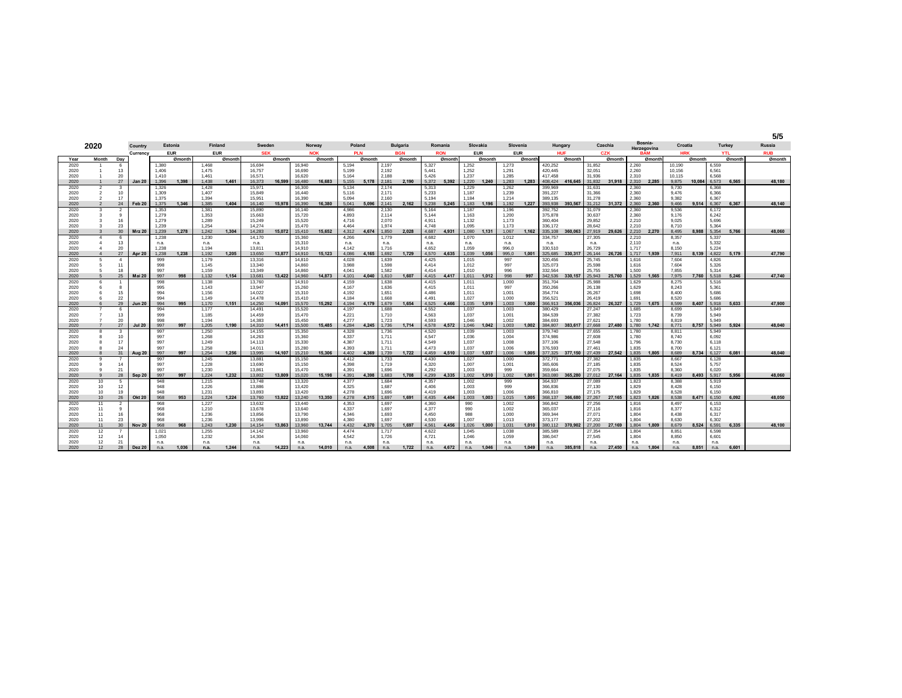| 2020 | | | Country | Estonia | | Finland | | Sweden | | Norway | | Poland | | Bulgaria | | Romania | | Slovakia | | Slovenia | | Hungary | | Czechia | | Bosnia-Herzegovina | | Croatia | | Turkey | | Russia |
|---|---|---|---|---|---|---|---|---|---|---|---|---|---|---|---|---|---|---|---|---|---|---|---|---|---|---|---|---|---|---|---|---|---|---|
| | | | Currency | EUR | | EUR | | SEK | | NOK | | PLN | | BGN | | RON | | EUR | | EUR | | HUF | | CZK | | BAM | | HRK | | YTL | | RUB |
| Year | Month | Day | | | Ømonth | | Ømonth | | Ømonth | | Ømonth | | Ømonth | | Ømonth | | Ømonth | | Ømonth | | Ømonth | | Ømonth | | Ømonth | | Ømonth | | Ømonth | | Ømonth | Ømonth |
| 2020 | 1 | 6 | | 1,380 | | 1,468 | | 16,694 | | 16,940 | | 5,194 | | 2,197 | | 5,327 | | 1,252 | | 1,273 | | 420,252 | | 31,852 | | 2,260 | | 10,190 | | 6,559 | | |
| 2020 | 1 | 13 | | 1,406 | | 1,475 | | 16,757 | | 16,690 | | 5,199 | | 2,192 | | 5,441 | | 1,252 | | 1,291 | | 420,445 | | 32,051 | | 2,260 | | 10,156 | | 6,561 | | |
| 2020 | 1 | 20 | | 1,410 | | 1,461 | | 16,571 | | 16,620 | | 5,164 | | 2,188 | | 5,426 | | 1,237 | | 1,285 | | 417,458 | | 31,936 | | 2,310 | | 10,115 | | 6,568 | | |
| 2020 | 1 | 27 | **Jan 20** | 1,396 | **1,398** | 1,438 | **1,461** | 16,373 | **16,599** | 16,480 | **16,683** | 5,155 | **5,178** | 2,181 | **2,190** | 5,372 | **5,392** | 1,220 | **1,240** | 1,283 | **1,283** | 408,424 | **416,645** | 31,832 | **31,918** | 2,310 | **2,285** | 9,875 | **10,084** | 6,573 | **6,565** | **48,180** |
| 2020 | 2 | 3 | | 1,326 | | 1,428 | | 15,971 | | 16,300 | | 5,134 | | 2,174 | | 5,313 | | 1,229 | | 1,262 | | 399,969 | | 31,631 | | 2,360 | | 9,730 | | 6,368 | | |
| 2020 | 2 | 10 | | 1,309 | | 1,407 | | 15,849 | | 16,440 | | 5,116 | | 2,171 | | 5,233 | | 1,187 | | 1,239 | | 391,227 | | 31,366 | | 2,360 | | 9,476 | | 6,366 | | |
| 2020 | 2 | 17 | | 1,375 | | 1,394 | | 15,951 | | 16,390 | | 5,094 | | 2,160 | | 5,194 | | 1,184 | | 1,214 | | 389,135 | | 31,278 | | 2,360 | | 9,382 | | 6,367 | | |
| 2020 | 2 | 24 | **Feb 20** | 1,375 | **1,346** | 1,385 | **1,404** | 16,140 | **15,978** | 16,390 | **16,380** | 5,041 | **5,096** | 2,141 | **2,162** | 5,238 | **5,245** | 1,183 | **1,196** | 1,192 | **1,227** | 393,938 | **393,567** | 31,212 | **31,372** | 2,360 | **2,360** | 9,466 | **9,514** | 6,367 | **6,367** | **48,140** |
| 2020 | 3 | 2 | | 1,353 | | 1,381 | | 15,890 | | 16,140 | | 4,986 | | 2,130 | | 5,164 | | 1,187 | | 1,196 | | 392,752 | | 31,079 | | 2,360 | | 9,536 | | 6,172 | | |
| 2020 | 3 | 9 | | 1,279 | | 1,353 | | 15,663 | | 15,720 | | 4,893 | | 2,114 | | 5,144 | | 1,163 | | 1,200 | | 375,878 | | 30,637 | | 2,360 | | 9,176 | | 6,242 | | |
| 2020 | 3 | 16 | | 1,279 | | 1,289 | | 15,249 | | 15,520 | | 4,716 | | 2,070 | | 4,911 | | 1,132 | | 1,173 | | 360,404 | | 29,852 | | 2,210 | | 9,025 | | 5,696 | | |
| 2020 | 3 | 23 | | 1,239 | | 1,254 | | 14,274 | | 15,470 | | 4,464 | | 1,974 | | 4,748 | | 1,095 | | 1,173 | | 336,172 | | 28,642 | | 2,210 | | 8,710 | | 5,364 | | |
| 2020 | 3 | 30 | **Mrz 20** | 1,239 | **1,278** | 1,242 | **1,304** | 14,283 | **15,072** | 15,410 | **15,652** | 4,312 | **4,674** | 1,850 | **2,028** | 4,687 | **4,931** | 1,080 | **1,131** | 1,067 | **1,162** | 335,108 | **360,063** | 27,919 | **29,626** | 2,210 | **2,270** | 8,495 | **8,988** | 5,354 | **5,766** | **48,060** |
| 2020 | 4 | 6 | | 1,238 | | 1,230 | | 14,170 | | 15,360 | | 4,266 | | 1,779 | | 4,682 | | 1,070 | | 1,012 | | 334,757 | | 27,305 | | 2,210 | | 8,357 | | 5,337 | | |
| 2020 | 4 | 13 | | n.a. | | n.a. | | n.a. | | 15,310 | | n.a. | | n.a. | | n.a. | | n.a. | | n.a. | | n.a. | | n.a. | | 2,110 | | n.a. | | 5,332 | | |
| 2020 | 4 | 20 | | 1,238 | | 1,194 | | 13,811 | | 14,910 | | 4,142 | | 1,716 | | 4,652 | | 1,059 | | 996,0 | | 330,510 | | 26,729 | | 1,717 | | 8,150 | | 5,224 | | |
| 2020 | 4 | 27 | **Apr 20** | 1,238 | **1,238** | 1,192 | **1,205** | 13,650 | **13,877** | 14,910 | **15,123** | 4,086 | **4,165** | 1,692 | **1,729** | 4,570 | **4,635** | 1,039 | **1,056** | 995,0 | **1,001** | 325,685 | **330,317** | 26,144 | **26,726** | 1,717 | **1,939** | 7,911 | **8,139** | 4,822 | **5,179** | **47,790** |
| 2020 | 5 | 4 | | 999 | | 1,179 | | 13,316 | | 14,810 | | 4,028 | | 1,639 | | 4,425 | | 1,015 | | 997 | | 320,456 | | 25,745 | | 1,616 | | 7,604 | | 4,826 | | |
| 2020 | 5 | 11 | | 998 | | 1,145 | | 13,340 | | 14,860 | | 3,988 | | 1,598 | | 4,414 | | 1,012 | | 997 | | 325,073 | | 25,598 | | 1,616 | | 7,604 | | 5,326 | | |
| 2020 | 5 | 18 | | 997 | | 1,159 | | 13,349 | | 14,860 | | 4,041 | | 1,582 | | 4,414 | | 1,010 | | 996 | | 332,564 | | 25,755 | | 1,500 | | 7,855 | | 5,314 | | |
| 2020 | 5 | 25 | **Mai 20** | 997 | **998** | 1,132 | **1,154** | 13,681 | **13,422** | 14,960 | **14,873** | 4,101 | **4,040** | 1,610 | **1,607** | 4,415 | **4,417** | 1,011 | **1,012** | 998 | **997** | 342,536 | **330,157** | 25,943 | **25,760** | 1,529 | **1,565** | 7,975 | **7,760** | 5,518 | **5,246** | **47,740** |
| 2020 | 6 | 1 | | 998 | | 1,138 | | 13,760 | | 14,910 | | 4,159 | | 1,638 | | 4,415 | | 1,011 | | 1,000 | | 351,704 | | 25,988 | | 1,629 | | 8,275 | | 5,516 | | |
| 2020 | 6 | 8 | | 995 | | 1,143 | | 13,947 | | 15,260 | | 4,167 | | 1,636 | | 4,415 | | 1,011 | | 997 | | 350,266 | | 26,138 | | 1,629 | | 8,243 | | 5,361 | | |
| 2020 | 6 | 15 | | 994 | | 1,156 | | 14,022 | | 15,310 | | 4,192 | | 1,651 | | 4,486 | | 1,011 | | 1,001 | | 354,774 | | 26,267 | | 1,698 | | 8,400 | | 5,686 | | |
| 2020 | 6 | 22 | | 994 | | 1,149 | | 14,478 | | 15,410 | | 4,184 | | 1,668 | | 4,491 | | 1,027 | | 1,000 | | 356,521 | | 26,419 | | 1,691 | | 8,520 | | 5,686 | | |
| 2020 | 6 | 29 | **Jun 20** | 994 | **995** | 1,170 | **1,151** | 14,250 | **14,091** | 15,570 | **15,292** | 4,194 | **4,179** | 1,679 | **1,654** | 4,525 | **4,466** | 1,035 | **1,019** | 1,003 | **1,000** | 366,913 | **356,036** | 26,824 | **26,327** | 1,729 | **1,675** | 8,599 | **8,407** | 5,918 | **5,633** | **47,900** |
| 2020 | 7 | 6 | | 994 | | 1,177 | | 14,491 | | 15,520 | | 4,197 | | 1,688 | | 4,552 | | 1,037 | | 1,003 | | 380,429 | | 27,247 | | 1,685 | | 8,699 | | 5,849 | | |
| 2020 | 7 | 13 | | 999 | | 1,185 | | 14,459 | | 15,470 | | 4,221 | | 1,710 | | 4,563 | | 1,037 | | 1,001 | | 384,539 | | 27,382 | | 1,723 | | 8,739 | | 5,949 | | |
| 2020 | 7 | 20 | | 998 | | 1,194 | | 14,383 | | 15,450 | | 4,277 | | 1,723 | | 4,593 | | 1,046 | | 1,002 | | 384,693 | | 27,621 | | 1,780 | | 8,819 | | 5,949 | | |
| 2020 | 7 | 27 | **Jul 20** | 997 | **997** | 1,205 | **1,190** | 14,310 | **14,411** | 15,500 | **15,485** | 4,284 | **4,245** | 1,736 | **1,714** | 4,578 | **4,572** | 1,046 | **1,042** | 1,003 | **1,002** | 384,807 | **383,617** | 27,668 | **27,480** | 1,780 | **1,742** | 8,771 | **8,757** | 5,949 | **5,924** | **48,040** |
| 2020 | 8 | 3 | | 997 | | 1,250 | | 14,155 | | 15,350 | | 4,328 | | 1,736 | | 4,520 | | 1,039 | | 1,003 | | 379,740 | | 27,655 | | 1,780 | | 8,811 | | 5,949 | | |
| 2020 | 8 | 10 | | 997 | | 1,268 | | 14,263 | | 15,360 | | 4,337 | | 1,711 | | 4,547 | | 1,036 | | 1,004 | | 374,986 | | 27,608 | | 1,780 | | 8,740 | | 6,092 | | |
| 2020 | 8 | 17 | | 997 | | 1,249 | | 14,113 | | 15,330 | | 4,387 | | 1,711 | | 4,549 | | 1,037 | | 1,008 | | 377,106 | | 27,548 | | 1,796 | | 8,730 | | 6,118 | | |
| 2020 | 8 | 24 | | 997 | | 1,258 | | 14,011 | | 15,280 | | 4,393 | | 1,711 | | 4,473 | | 1,037 | | 1,006 | | 376,593 | | 27,461 | | 1,835 | | 8,700 | | 6,121 | | |
| 2020 | 8 | 31 | **Aug 20** | 997 | **997** | 1,254 | **1,256** | 13,995 | **14,107** | 15,210 | **15,306** | 4,402 | **4,369** | 1,739 | **1,722** | 4,459 | **4,510** | 1,037 | **1,037** | 1,006 | **1,005** | 377,325 | **377,150** | 27,439 | **27,542** | 1,835 | **1,805** | 8,689 | **8,734** | 6,127 | **6,081** | **48,040** |
| 2020 | 9 | 7 | | 997 | | 1,245 | | 13,881 | | 15,150 | | 4,412 | | 1,733 | | 4,430 | | 1,027 | | 1,000 | | 372,771 | | 27,382 | | 1,835 | | 8,667 | | 6,128 | | |
| 2020 | 9 | 14 | | 997 | | 1,228 | | 13,690 | | 15,150 | | 4,398 | | 1,719 | | 4,320 | | 1,007 | | 1,001 | | 365,606 | | 27,185 | | 1,835 | | 8,524 | | 5,757 | | |
| 2020 | 9 | 21 | | 997 | | 1,230 | | 13,861 | | 15,470 | | 4,391 | | 1,696 | | 4,292 | | 1,003 | | 999 | | 359,664 | | 27,075 | | 1,835 | | 8,360 | | 6,020 | | |
| 2020 | 9 | 28 | **Sep 20** | 997 | **997** | 1,224 | **1,232** | 13,802 | **13,809** | 15,020 | **15,198** | 4,391 | **4,398** | 1,683 | **1,708** | 4,299 | **4,335** | 1,002 | **1,010** | 1,002 | **1,001** | 363,080 | **365,280** | 27,012 | **27,164** | 1,835 | **1,835** | 8,419 | **8,493** | 5,917 | **5,956** | **48,060** |
| 2020 | 10 | 5 | | 948 | | 1,215 | | 13,748 | | 13,320 | | 4,377 | | 1,684 | | 4,357 | | 1,002 | | 999 | | 364,937 | | 27,089 | | 1,823 | | 8,388 | | 5,919 | | |
| 2020 | 10 | 12 | | 948 | | 1,226 | | 13,886 | | 13,420 | | 4,325 | | 1,687 | | 4,406 | | 1,003 | | 999 | | 366,836 | | 27,130 | | 1,829 | | 8,428 | | 6,150 | | |
| 2020 | 10 | 19 | | 948 | | 1,231 | | 13,893 | | 13,420 | | 4,278 | | 1,696 | | 4,419 | | 1,003 | | 1,006 | | 366,810 | | 27,175 | | 1,829 | | 8,528 | | 6,150 | | |
| 2020 | 10 | 26 | **Okt 20** | 968 | **953** | 1,224 | **1,224** | 13,760 | **13,822** | 13,240 | **13,350** | 4,278 | **4,315** | 1,697 | **1,691** | 4,435 | **4,404** | 1,003 | **1,003** | 1,015 | **1,005** | 368,137 | **366,680** | 27,267 | **27,165** | 1,823 | **1,826** | 8,538 | **8,471** | 6,150 | **6,092** | **48,050** |
| 2020 | 11 | 2 | | 968 | | 1,227 | | 13,632 | | 13,440 | | 4,353 | | 1,697 | | 4,360 | | 990 | | 1,002 | | 366,842 | | 27,256 | | 1,816 | | 8,497 | | 6,153 | | |
| 2020 | 11 | 9 | | 968 | | 1,210 | | 13,678 | | 13,640 | | 4,337 | | 1,697 | | 4,377 | | 990 | | 1,002 | | 365,037 | | 27,116 | | 1,816 | | 8,377 | | 6,312 | | |
| 2020 | 11 | 16 | | 968 | | 1,236 | | 13,856 | | 13,790 | | 4,346 | | 1,693 | | 4,450 | | 988 | | 1,000 | | 369,344 | | 27,071 | | 1,804 | | 8,438 | | 6,317 | | |
| 2020 | 11 | 23 | | 968 | | 1,236 | | 13,996 | | 13,890 | | 4,380 | | 1,697 | | 4,530 | | 1,007 | | 1,013 | | 373,177 | | 27,202 | | 1,804 | | 8,630 | | 6,302 | | |
| 2020 | 11 | 30 | **Nov 20** | 968 | **968** | 1,243 | **1,230** | 14,154 | **13,863** | 13,960 | **13,744** | 4,432 | **4,370** | 1,705 | **1,697** | 4,561 | **4,456** | 1,026 | **1,000** | 1,031 | **1,010** | 380,112 | **370,902** | 27,200 | **27,169** | 1,804 | **1,809** | 8,679 | **8,524** | 6,591 | **6,335** | **48,100** |
| 2020 | 12 | 7 | | 1,021 | | 1,255 | | 14,142 | | 13,960 | | 4,474 | | 1,717 | | 4,622 | | 1,045 | | 1,038 | | 385,589 | | 27,354 | | 1,804 | | 8,851 | | 6,598 | | |
| 2020 | 12 | 14 | | 1,050 | | 1,232 | | 14,304 | | 14,060 | | 4,542 | | 1,726 | | 4,721 | | 1,046 | | 1,059 | | 386,047 | | 27,545 | | 1,804 | | 8,850 | | 6,601 | | |
| 2020 | 12 | 21 | | n.a. | | n.a. | | n.a. | | n.a. | | n.a. | | n.a. | | n.a. | | n.a. | | n.a. | | n.a. | | n.a. | | n.a. | | n.a. | | n.a. | | |
| 2020 | 12 | 28 | **Dez 20** | n.a. | **1,036** | n.a. | **1,244** | n.a. | **14,223** | n.a. | **14,010** | n.a. | **4,508** | n.a. | **1,722** | n.a. | **4,672** | n.a. | **1,046** | n.a. | **1,049** | n.a. | **385,818** | n.a. | **27,450** | n.a. | **1,804** | n.a. | **8,851** | n.a. | **6,601** | |